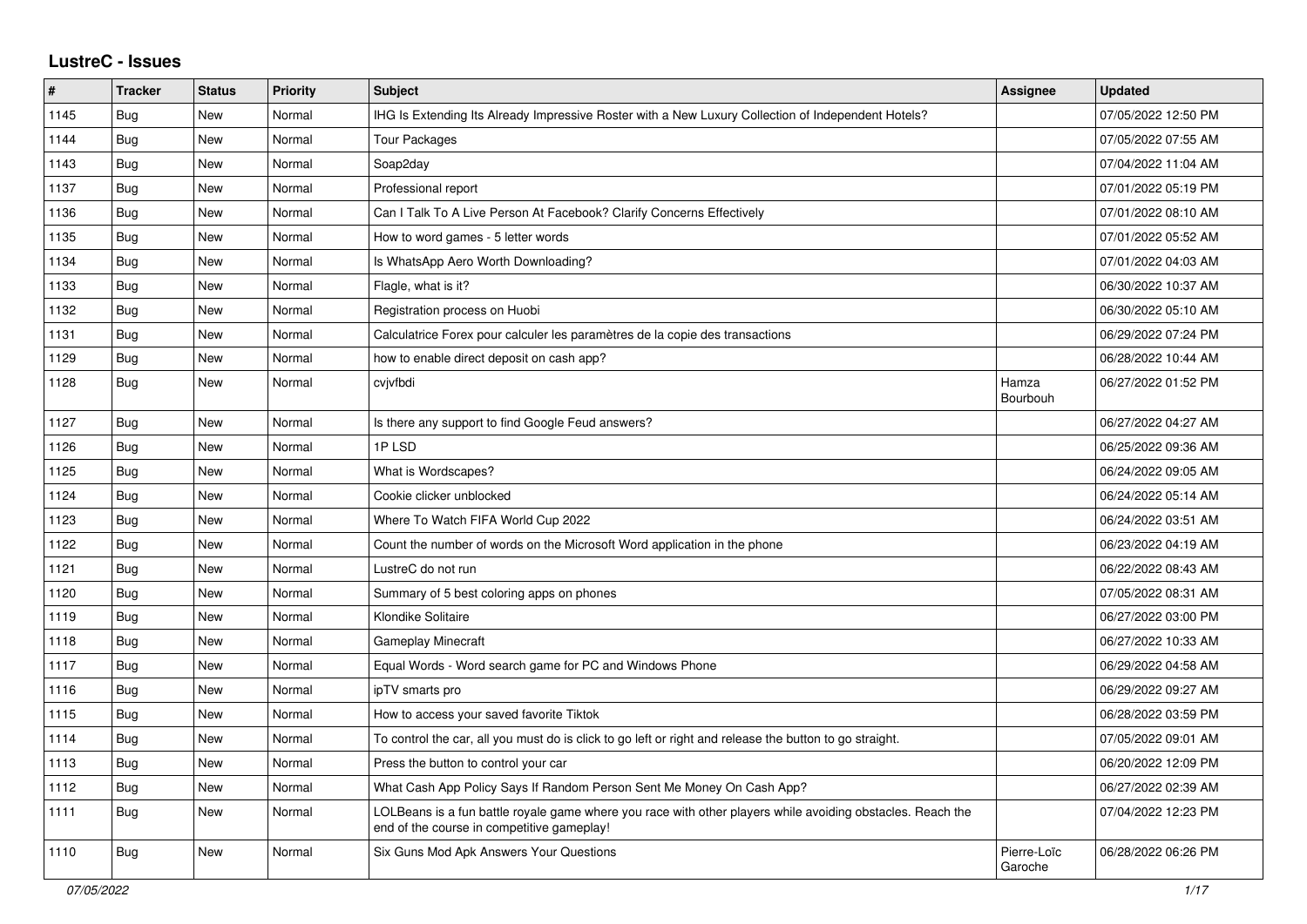# LustreC - Issues

| # | Tracker | Status | Priority | Subject | Assignee | Updated |
|---|---|---|---|---|---|---|
| 1145 | Bug | New | Normal | IHG Is Extending Its Already Impressive Roster with a New Luxury Collection of Independent Hotels? | | 07/05/2022 12:50 PM |
| 1144 | Bug | New | Normal | Tour Packages | | 07/05/2022 07:55 AM |
| 1143 | Bug | New | Normal | Soap2day | | 07/04/2022 11:04 AM |
| 1137 | Bug | New | Normal | Professional report | | 07/01/2022 05:19 PM |
| 1136 | Bug | New | Normal | Can I Talk To A Live Person At Facebook? Clarify Concerns Effectively | | 07/01/2022 08:10 AM |
| 1135 | Bug | New | Normal | How to word games - 5 letter words | | 07/01/2022 05:52 AM |
| 1134 | Bug | New | Normal | Is WhatsApp Aero Worth Downloading? | | 07/01/2022 04:03 AM |
| 1133 | Bug | New | Normal | Flagle, what is it? | | 06/30/2022 10:37 AM |
| 1132 | Bug | New | Normal | Registration process on Huobi | | 06/30/2022 05:10 AM |
| 1131 | Bug | New | Normal | Calculatrice Forex pour calculer les paramètres de la copie des transactions | | 06/29/2022 07:24 PM |
| 1129 | Bug | New | Normal | how to enable direct deposit on cash app? | | 06/28/2022 10:44 AM |
| 1128 | Bug | New | Normal | cvjvfbdi | Hamza Bourbouh | 06/27/2022 01:52 PM |
| 1127 | Bug | New | Normal | Is there any support to find Google Feud answers? | | 06/27/2022 04:27 AM |
| 1126 | Bug | New | Normal | 1P LSD | | 06/25/2022 09:36 AM |
| 1125 | Bug | New | Normal | What is Wordscapes? | | 06/24/2022 09:05 AM |
| 1124 | Bug | New | Normal | Cookie clicker unblocked | | 06/24/2022 05:14 AM |
| 1123 | Bug | New | Normal | Where To Watch FIFA World Cup 2022 | | 06/24/2022 03:51 AM |
| 1122 | Bug | New | Normal | Count the number of words on the Microsoft Word application in the phone | | 06/23/2022 04:19 AM |
| 1121 | Bug | New | Normal | LustreC do not run | | 06/22/2022 08:43 AM |
| 1120 | Bug | New | Normal | Summary of 5 best coloring apps on phones | | 07/05/2022 08:31 AM |
| 1119 | Bug | New | Normal | Klondike Solitaire | | 06/27/2022 03:00 PM |
| 1118 | Bug | New | Normal | Gameplay Minecraft | | 06/27/2022 10:33 AM |
| 1117 | Bug | New | Normal | Equal Words - Word search game for PC and Windows Phone | | 06/29/2022 04:58 AM |
| 1116 | Bug | New | Normal | ipTV smarts pro | | 06/29/2022 09:27 AM |
| 1115 | Bug | New | Normal | How to access your saved favorite Tiktok | | 06/28/2022 03:59 PM |
| 1114 | Bug | New | Normal | To control the car, all you must do is click to go left or right and release the button to go straight. | | 07/05/2022 09:01 AM |
| 1113 | Bug | New | Normal | Press the button to control your car | | 06/20/2022 12:09 PM |
| 1112 | Bug | New | Normal | What Cash App Policy Says If Random Person Sent Me Money On Cash App? | | 06/27/2022 02:39 AM |
| 1111 | Bug | New | Normal | LOLBeans is a fun battle royale game where you race with other players while avoiding obstacles. Reach the end of the course in competitive gameplay! | | 07/04/2022 12:23 PM |
| 1110 | Bug | New | Normal | Six Guns Mod Apk Answers Your Questions | Pierre-Loïc Garoche | 06/28/2022 06:26 PM |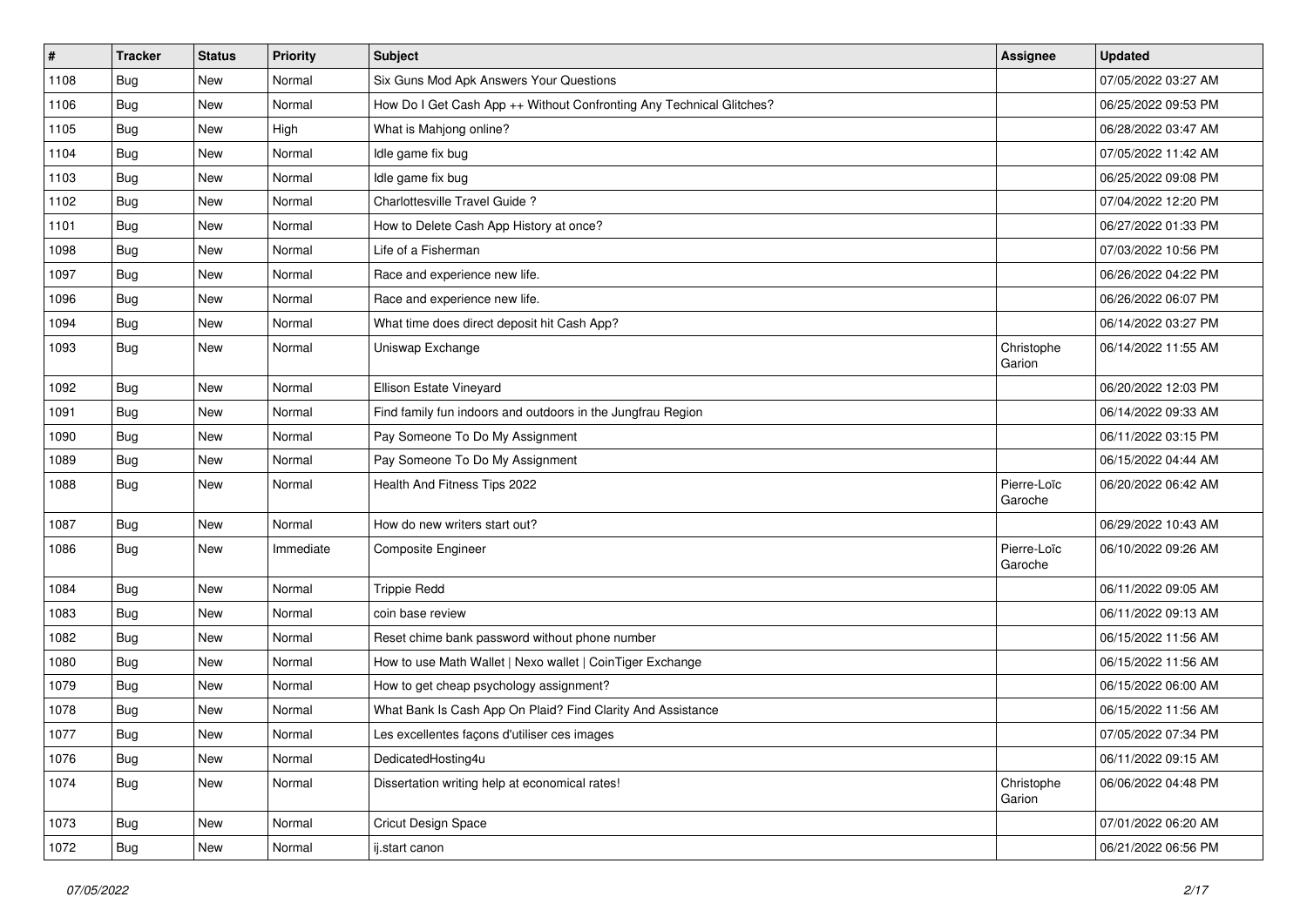| # | Tracker | Status | Priority | Subject | Assignee | Updated |
|---|---|---|---|---|---|---|
| 1108 | Bug | New | Normal | Six Guns Mod Apk Answers Your Questions | | 07/05/2022 03:27 AM |
| 1106 | Bug | New | Normal | How Do I Get Cash App ++ Without Confronting Any Technical Glitches? | | 06/25/2022 09:53 PM |
| 1105 | Bug | New | High | What is Mahjong online? | | 06/28/2022 03:47 AM |
| 1104 | Bug | New | Normal | Idle game fix bug | | 07/05/2022 11:42 AM |
| 1103 | Bug | New | Normal | Idle game fix bug | | 06/25/2022 09:08 PM |
| 1102 | Bug | New | Normal | Charlottesville Travel Guide ? | | 07/04/2022 12:20 PM |
| 1101 | Bug | New | Normal | How to Delete Cash App History at once? | | 06/27/2022 01:33 PM |
| 1098 | Bug | New | Normal | Life of a Fisherman | | 07/03/2022 10:56 PM |
| 1097 | Bug | New | Normal | Race and experience new life. | | 06/26/2022 04:22 PM |
| 1096 | Bug | New | Normal | Race and experience new life. | | 06/26/2022 06:07 PM |
| 1094 | Bug | New | Normal | What time does direct deposit hit Cash App? | | 06/14/2022 03:27 PM |
| 1093 | Bug | New | Normal | Uniswap Exchange | Christophe Garion | 06/14/2022 11:55 AM |
| 1092 | Bug | New | Normal | Ellison Estate Vineyard | | 06/20/2022 12:03 PM |
| 1091 | Bug | New | Normal | Find family fun indoors and outdoors in the Jungfrau Region | | 06/14/2022 09:33 AM |
| 1090 | Bug | New | Normal | Pay Someone To Do My Assignment | | 06/11/2022 03:15 PM |
| 1089 | Bug | New | Normal | Pay Someone To Do My Assignment | | 06/15/2022 04:44 AM |
| 1088 | Bug | New | Normal | Health And Fitness Tips 2022 | Pierre-Loïc Garoche | 06/20/2022 06:42 AM |
| 1087 | Bug | New | Normal | How do new writers start out? | | 06/29/2022 10:43 AM |
| 1086 | Bug | New | Immediate | Composite Engineer | Pierre-Loïc Garoche | 06/10/2022 09:26 AM |
| 1084 | Bug | New | Normal | Trippie Redd | | 06/11/2022 09:05 AM |
| 1083 | Bug | New | Normal | coin base review | | 06/11/2022 09:13 AM |
| 1082 | Bug | New | Normal | Reset chime bank password without phone number | | 06/15/2022 11:56 AM |
| 1080 | Bug | New | Normal | How to use Math Wallet \| Nexo wallet \| CoinTiger Exchange | | 06/15/2022 11:56 AM |
| 1079 | Bug | New | Normal | How to get cheap psychology assignment? | | 06/15/2022 06:00 AM |
| 1078 | Bug | New | Normal | What Bank Is Cash App On Plaid? Find Clarity And Assistance | | 06/15/2022 11:56 AM |
| 1077 | Bug | New | Normal | Les excellentes façons d'utiliser ces images | | 07/05/2022 07:34 PM |
| 1076 | Bug | New | Normal | DedicatedHosting4u | | 06/11/2022 09:15 AM |
| 1074 | Bug | New | Normal | Dissertation writing help at economical rates! | Christophe Garion | 06/06/2022 04:48 PM |
| 1073 | Bug | New | Normal | Cricut Design Space | | 07/01/2022 06:20 AM |
| 1072 | Bug | New | Normal | ij.start canon | | 06/21/2022 06:56 PM |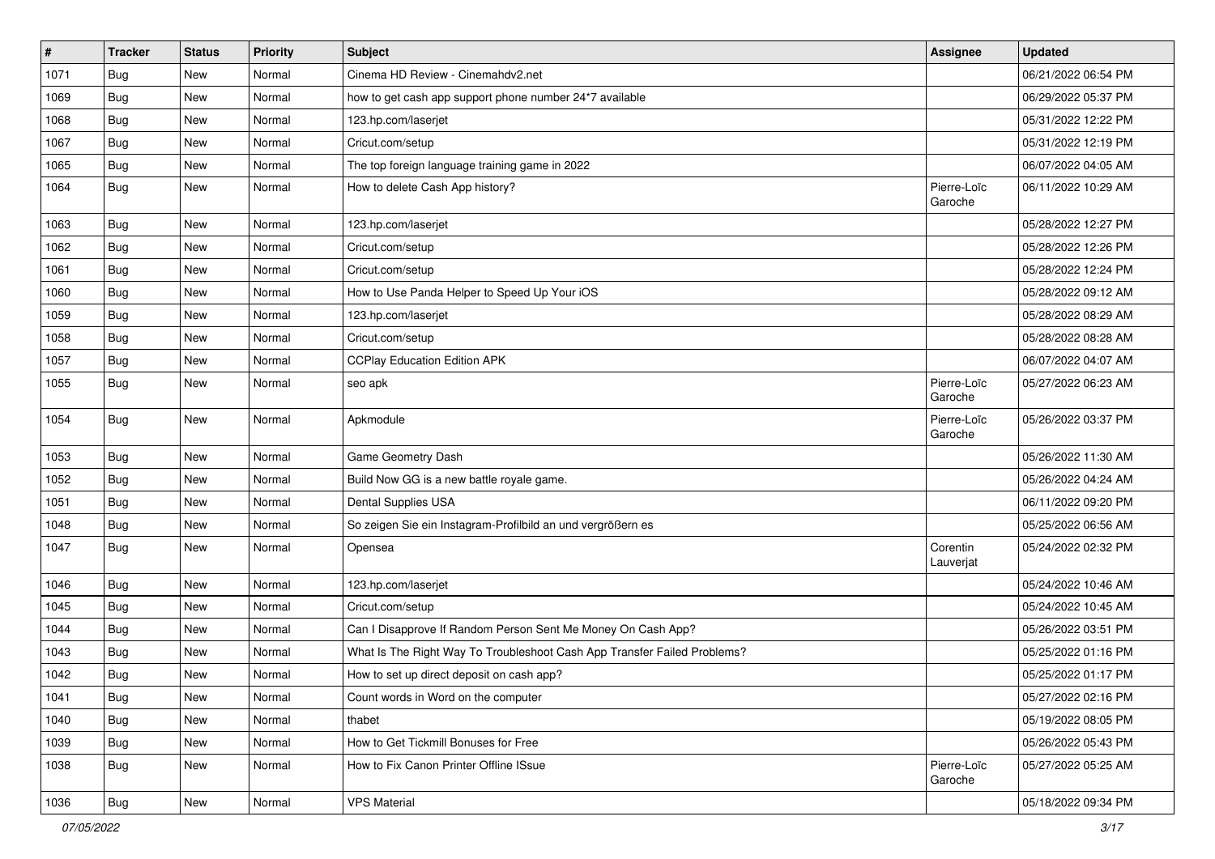| # | Tracker | Status | Priority | Subject | Assignee | Updated |
| --- | --- | --- | --- | --- | --- | --- |
| 1071 | Bug | New | Normal | Cinema HD Review - Cinemahdv2.net | | 06/21/2022 06:54 PM |
| 1069 | Bug | New | Normal | how to get cash app support phone number 24*7 available | | 06/29/2022 05:37 PM |
| 1068 | Bug | New | Normal | 123.hp.com/laserjet | | 05/31/2022 12:22 PM |
| 1067 | Bug | New | Normal | Cricut.com/setup | | 05/31/2022 12:19 PM |
| 1065 | Bug | New | Normal | The top foreign language training game in 2022 | | 06/07/2022 04:05 AM |
| 1064 | Bug | New | Normal | How to delete Cash App history? | Pierre-Loïc Garoche | 06/11/2022 10:29 AM |
| 1063 | Bug | New | Normal | 123.hp.com/laserjet | | 05/28/2022 12:27 PM |
| 1062 | Bug | New | Normal | Cricut.com/setup | | 05/28/2022 12:26 PM |
| 1061 | Bug | New | Normal | Cricut.com/setup | | 05/28/2022 12:24 PM |
| 1060 | Bug | New | Normal | How to Use Panda Helper to Speed Up Your iOS | | 05/28/2022 09:12 AM |
| 1059 | Bug | New | Normal | 123.hp.com/laserjet | | 05/28/2022 08:29 AM |
| 1058 | Bug | New | Normal | Cricut.com/setup | | 05/28/2022 08:28 AM |
| 1057 | Bug | New | Normal | CCPlay Education Edition APK | | 06/07/2022 04:07 AM |
| 1055 | Bug | New | Normal | seo apk | Pierre-Loïc Garoche | 05/27/2022 06:23 AM |
| 1054 | Bug | New | Normal | Apkmodule | Pierre-Loïc Garoche | 05/26/2022 03:37 PM |
| 1053 | Bug | New | Normal | Game Geometry Dash | | 05/26/2022 11:30 AM |
| 1052 | Bug | New | Normal | Build Now GG is a new battle royale game. | | 05/26/2022 04:24 AM |
| 1051 | Bug | New | Normal | Dental Supplies USA | | 06/11/2022 09:20 PM |
| 1048 | Bug | New | Normal | So zeigen Sie ein Instagram-Profilbild an und vergrößern es | | 05/25/2022 06:56 AM |
| 1047 | Bug | New | Normal | Opensea | Corentin Lauverjat | 05/24/2022 02:32 PM |
| 1046 | Bug | New | Normal | 123.hp.com/laserjet | | 05/24/2022 10:46 AM |
| 1045 | Bug | New | Normal | Cricut.com/setup | | 05/24/2022 10:45 AM |
| 1044 | Bug | New | Normal | Can I Disapprove If Random Person Sent Me Money On Cash App? | | 05/26/2022 03:51 PM |
| 1043 | Bug | New | Normal | What Is The Right Way To Troubleshoot Cash App Transfer Failed Problems? | | 05/25/2022 01:16 PM |
| 1042 | Bug | New | Normal | How to set up direct deposit on cash app? | | 05/25/2022 01:17 PM |
| 1041 | Bug | New | Normal | Count words in Word on the computer | | 05/27/2022 02:16 PM |
| 1040 | Bug | New | Normal | thabet | | 05/19/2022 08:05 PM |
| 1039 | Bug | New | Normal | How to Get Tickmill Bonuses for Free | | 05/26/2022 05:43 PM |
| 1038 | Bug | New | Normal | How to Fix Canon Printer Offline ISsue | Pierre-Loïc Garoche | 05/27/2022 05:25 AM |
| 1036 | Bug | New | Normal | VPS Material | | 05/18/2022 09:34 PM |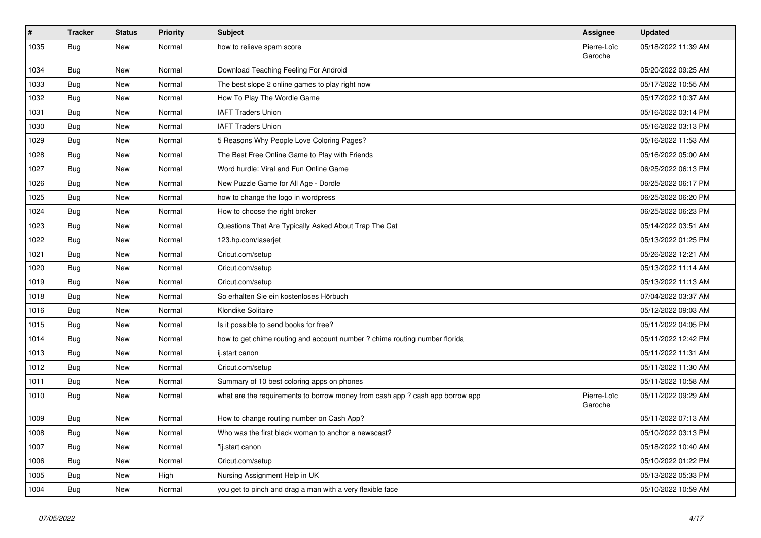| # | Tracker | Status | Priority | Subject | Assignee | Updated |
|---|---|---|---|---|---|---|
| 1035 | Bug | New | Normal | how to relieve spam score | Pierre-Loïc Garoche | 05/18/2022 11:39 AM |
| 1034 | Bug | New | Normal | Download Teaching Feeling For Android | | 05/20/2022 09:25 AM |
| 1033 | Bug | New | Normal | The best slope 2 online games to play right now | | 05/17/2022 10:55 AM |
| 1032 | Bug | New | Normal | How To Play The Wordle Game | | 05/17/2022 10:37 AM |
| 1031 | Bug | New | Normal | IAFT Traders Union | | 05/16/2022 03:14 PM |
| 1030 | Bug | New | Normal | IAFT Traders Union | | 05/16/2022 03:13 PM |
| 1029 | Bug | New | Normal | 5 Reasons Why People Love Coloring Pages? | | 05/16/2022 11:53 AM |
| 1028 | Bug | New | Normal | The Best Free Online Game to Play with Friends | | 05/16/2022 05:00 AM |
| 1027 | Bug | New | Normal | Word hurdle: Viral and Fun Online Game | | 06/25/2022 06:13 PM |
| 1026 | Bug | New | Normal | New Puzzle Game for All Age - Dordle | | 06/25/2022 06:17 PM |
| 1025 | Bug | New | Normal | how to change the logo in wordpress | | 06/25/2022 06:20 PM |
| 1024 | Bug | New | Normal | How to choose the right broker | | 06/25/2022 06:23 PM |
| 1023 | Bug | New | Normal | Questions That Are Typically Asked About Trap The Cat | | 05/14/2022 03:51 AM |
| 1022 | Bug | New | Normal | 123.hp.com/laserjet | | 05/13/2022 01:25 PM |
| 1021 | Bug | New | Normal | Cricut.com/setup | | 05/26/2022 12:21 AM |
| 1020 | Bug | New | Normal | Cricut.com/setup | | 05/13/2022 11:14 AM |
| 1019 | Bug | New | Normal | Cricut.com/setup | | 05/13/2022 11:13 AM |
| 1018 | Bug | New | Normal | So erhalten Sie ein kostenloses Hörbuch | | 07/04/2022 03:37 AM |
| 1016 | Bug | New | Normal | Klondike Solitaire | | 05/12/2022 09:03 AM |
| 1015 | Bug | New | Normal | Is it possible to send books for free? | | 05/11/2022 04:05 PM |
| 1014 | Bug | New | Normal | how to get chime routing and account number ? chime routing number florida | | 05/11/2022 12:42 PM |
| 1013 | Bug | New | Normal | ij.start canon | | 05/11/2022 11:31 AM |
| 1012 | Bug | New | Normal | Cricut.com/setup | | 05/11/2022 11:30 AM |
| 1011 | Bug | New | Normal | Summary of 10 best coloring apps on phones | | 05/11/2022 10:58 AM |
| 1010 | Bug | New | Normal | what are the requirements to borrow money from cash app ? cash app borrow app | Pierre-Loïc Garoche | 05/11/2022 09:29 AM |
| 1009 | Bug | New | Normal | How to change routing number on Cash App? | | 05/11/2022 07:13 AM |
| 1008 | Bug | New | Normal | Who was the first black woman to anchor a newscast? | | 05/10/2022 03:13 PM |
| 1007 | Bug | New | Normal | "ij.start canon | | 05/18/2022 10:40 AM |
| 1006 | Bug | New | Normal | Cricut.com/setup | | 05/10/2022 01:22 PM |
| 1005 | Bug | New | High | Nursing Assignment Help in UK | | 05/13/2022 05:33 PM |
| 1004 | Bug | New | Normal | you get to pinch and drag a man with a very flexible face | | 05/10/2022 10:59 AM |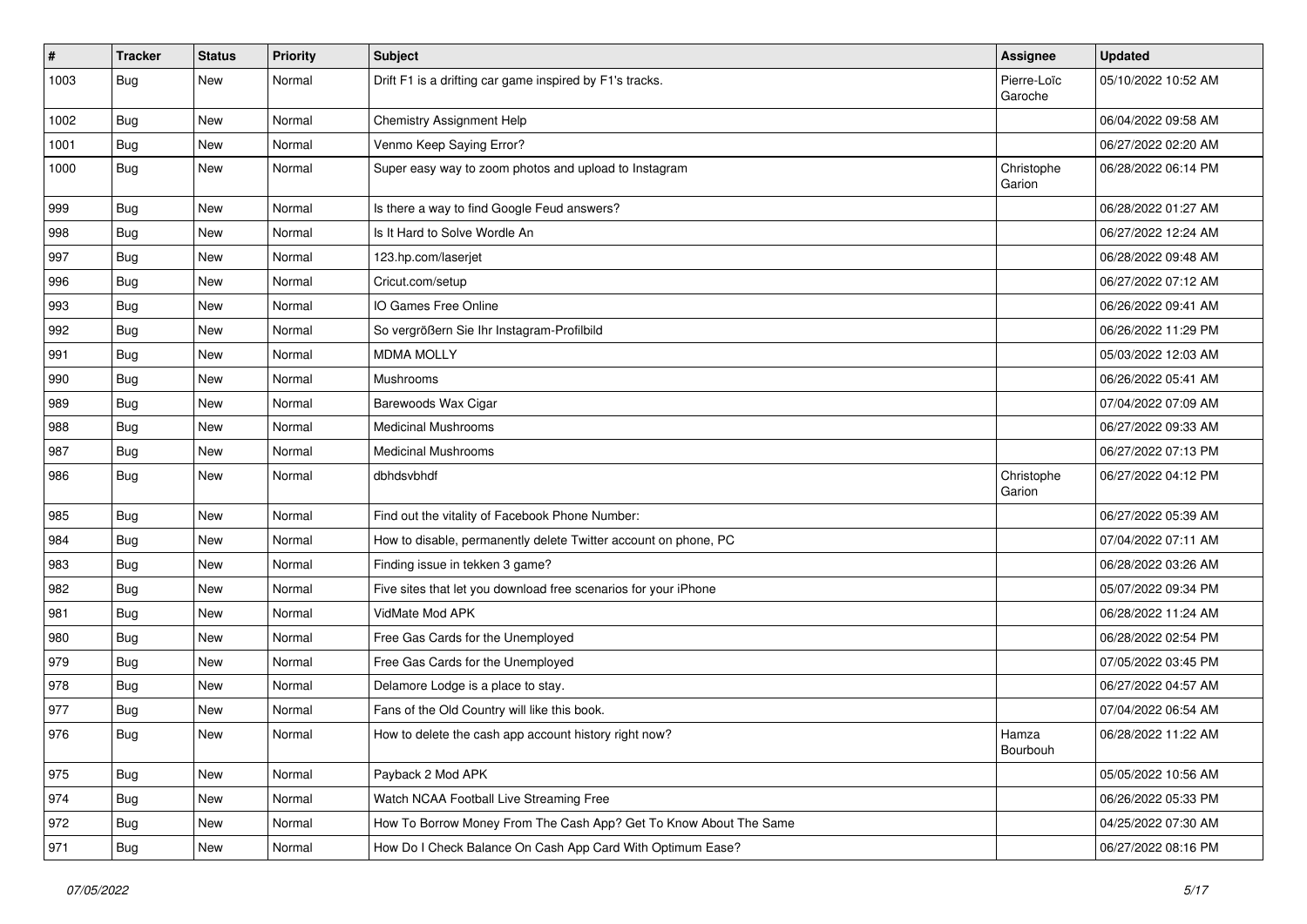| # | Tracker | Status | Priority | Subject | Assignee | Updated |
|---|---|---|---|---|---|---|
| 1003 | Bug | New | Normal | Drift F1 is a drifting car game inspired by F1's tracks. | Pierre-Loïc Garoche | 05/10/2022 10:52 AM |
| 1002 | Bug | New | Normal | Chemistry Assignment Help | | 06/04/2022 09:58 AM |
| 1001 | Bug | New | Normal | Venmo Keep Saying Error? | | 06/27/2022 02:20 AM |
| 1000 | Bug | New | Normal | Super easy way to zoom photos and upload to Instagram | Christophe Garion | 06/28/2022 06:14 PM |
| 999 | Bug | New | Normal | Is there a way to find Google Feud answers? | | 06/28/2022 01:27 AM |
| 998 | Bug | New | Normal | Is It Hard to Solve Wordle An | | 06/27/2022 12:24 AM |
| 997 | Bug | New | Normal | 123.hp.com/laserjet | | 06/28/2022 09:48 AM |
| 996 | Bug | New | Normal | Cricut.com/setup | | 06/27/2022 07:12 AM |
| 993 | Bug | New | Normal | IO Games Free Online | | 06/26/2022 09:41 AM |
| 992 | Bug | New | Normal | So vergrößern Sie Ihr Instagram-Profilbild | | 06/26/2022 11:29 PM |
| 991 | Bug | New | Normal | MDMA MOLLY | | 05/03/2022 12:03 AM |
| 990 | Bug | New | Normal | Mushrooms | | 06/26/2022 05:41 AM |
| 989 | Bug | New | Normal | Barewoods Wax Cigar | | 07/04/2022 07:09 AM |
| 988 | Bug | New | Normal | Medicinal Mushrooms | | 06/27/2022 09:33 AM |
| 987 | Bug | New | Normal | Medicinal Mushrooms | | 06/27/2022 07:13 PM |
| 986 | Bug | New | Normal | dbhdsvbhdf | Christophe Garion | 06/27/2022 04:12 PM |
| 985 | Bug | New | Normal | Find out the vitality of Facebook Phone Number: | | 06/27/2022 05:39 AM |
| 984 | Bug | New | Normal | How to disable, permanently delete Twitter account on phone, PC | | 07/04/2022 07:11 AM |
| 983 | Bug | New | Normal | Finding issue in tekken 3 game? | | 06/28/2022 03:26 AM |
| 982 | Bug | New | Normal | Five sites that let you download free scenarios for your iPhone | | 05/07/2022 09:34 PM |
| 981 | Bug | New | Normal | VidMate Mod APK | | 06/28/2022 11:24 AM |
| 980 | Bug | New | Normal | Free Gas Cards for the Unemployed | | 06/28/2022 02:54 PM |
| 979 | Bug | New | Normal | Free Gas Cards for the Unemployed | | 07/05/2022 03:45 PM |
| 978 | Bug | New | Normal | Delamore Lodge is a place to stay. | | 06/27/2022 04:57 AM |
| 977 | Bug | New | Normal | Fans of the Old Country will like this book. | | 07/04/2022 06:54 AM |
| 976 | Bug | New | Normal | How to delete the cash app account history right now? | Hamza Bourbouh | 06/28/2022 11:22 AM |
| 975 | Bug | New | Normal | Payback 2 Mod APK | | 05/05/2022 10:56 AM |
| 974 | Bug | New | Normal | Watch NCAA Football Live Streaming Free | | 06/26/2022 05:33 PM |
| 972 | Bug | New | Normal | How To Borrow Money From The Cash App? Get To Know About The Same | | 04/25/2022 07:30 AM |
| 971 | Bug | New | Normal | How Do I Check Balance On Cash App Card With Optimum Ease? | | 06/27/2022 08:16 PM |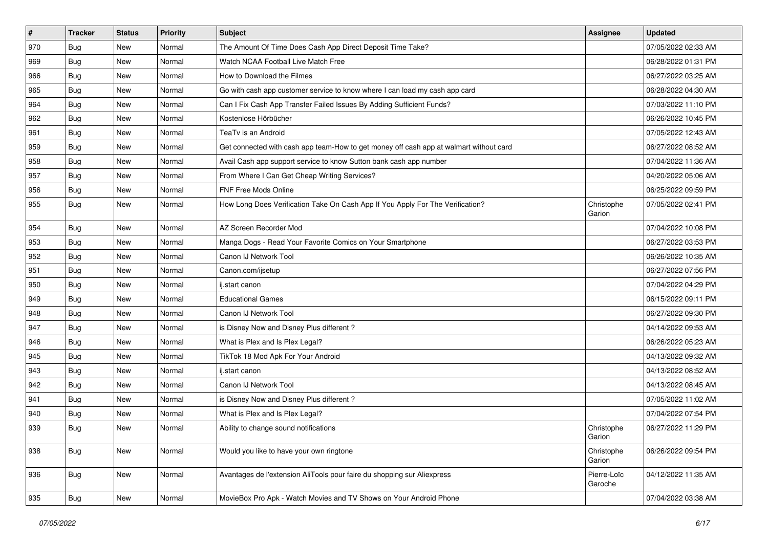| # | Tracker | Status | Priority | Subject | Assignee | Updated |
|---|---|---|---|---|---|---|
| 970 | Bug | New | Normal | The Amount Of Time Does Cash App Direct Deposit Time Take? | | 07/05/2022 02:33 AM |
| 969 | Bug | New | Normal | Watch NCAA Football Live Match Free | | 06/28/2022 01:31 PM |
| 966 | Bug | New | Normal | How to Download the Filmes | | 06/27/2022 03:25 AM |
| 965 | Bug | New | Normal | Go with cash app customer service to know where I can load my cash app card | | 06/28/2022 04:30 AM |
| 964 | Bug | New | Normal | Can I Fix Cash App Transfer Failed Issues By Adding Sufficient Funds? | | 07/03/2022 11:10 PM |
| 962 | Bug | New | Normal | Kostenlose Hörbücher | | 06/26/2022 10:45 PM |
| 961 | Bug | New | Normal | TeaTv is an Android | | 07/05/2022 12:43 AM |
| 959 | Bug | New | Normal | Get connected with cash app team-How to get money off cash app at walmart without card | | 06/27/2022 08:52 AM |
| 958 | Bug | New | Normal | Avail Cash app support service to know Sutton bank cash app number | | 07/04/2022 11:36 AM |
| 957 | Bug | New | Normal | From Where I Can Get Cheap Writing Services? | | 04/20/2022 05:06 AM |
| 956 | Bug | New | Normal | FNF Free Mods Online | | 06/25/2022 09:59 PM |
| 955 | Bug | New | Normal | How Long Does Verification Take On Cash App If You Apply For The Verification? | Christophe Garion | 07/05/2022 02:41 PM |
| 954 | Bug | New | Normal | AZ Screen Recorder Mod | | 07/04/2022 10:08 PM |
| 953 | Bug | New | Normal | Manga Dogs - Read Your Favorite Comics on Your Smartphone | | 06/27/2022 03:53 PM |
| 952 | Bug | New | Normal | Canon IJ Network Tool | | 06/26/2022 10:35 AM |
| 951 | Bug | New | Normal | Canon.com/ijsetup | | 06/27/2022 07:56 PM |
| 950 | Bug | New | Normal | ij.start canon | | 07/04/2022 04:29 PM |
| 949 | Bug | New | Normal | Educational Games | | 06/15/2022 09:11 PM |
| 948 | Bug | New | Normal | Canon IJ Network Tool | | 06/27/2022 09:30 PM |
| 947 | Bug | New | Normal | is Disney Now and Disney Plus different ? | | 04/14/2022 09:53 AM |
| 946 | Bug | New | Normal | What is Plex and Is Plex Legal? | | 06/26/2022 05:23 AM |
| 945 | Bug | New | Normal | TikTok 18 Mod Apk For Your Android | | 04/13/2022 09:32 AM |
| 943 | Bug | New | Normal | ij.start canon | | 04/13/2022 08:52 AM |
| 942 | Bug | New | Normal | Canon IJ Network Tool | | 04/13/2022 08:45 AM |
| 941 | Bug | New | Normal | is Disney Now and Disney Plus different ? | | 07/05/2022 11:02 AM |
| 940 | Bug | New | Normal | What is Plex and Is Plex Legal? | | 07/04/2022 07:54 PM |
| 939 | Bug | New | Normal | Ability to change sound notifications | Christophe Garion | 06/27/2022 11:29 PM |
| 938 | Bug | New | Normal | Would you like to have your own ringtone | Christophe Garion | 06/26/2022 09:54 PM |
| 936 | Bug | New | Normal | Avantages de l'extension AliTools pour faire du shopping sur Aliexpress | Pierre-Loïc Garoche | 04/12/2022 11:35 AM |
| 935 | Bug | New | Normal | MovieBox Pro Apk - Watch Movies and TV Shows on Your Android Phone | | 07/04/2022 03:38 AM |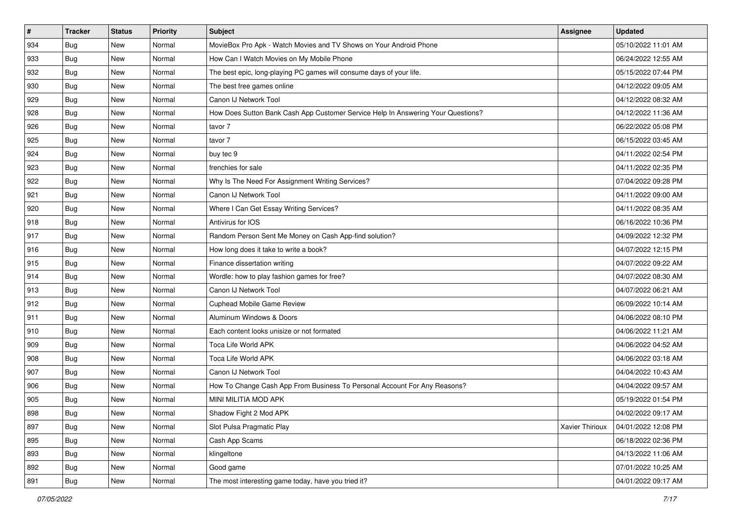| # | Tracker | Status | Priority | Subject | Assignee | Updated |
|---|---|---|---|---|---|---|
| 934 | Bug | New | Normal | MovieBox Pro Apk - Watch Movies and TV Shows on Your Android Phone | | 05/10/2022 11:01 AM |
| 933 | Bug | New | Normal | How Can I Watch Movies on My Mobile Phone | | 06/24/2022 12:55 AM |
| 932 | Bug | New | Normal | The best epic, long-playing PC games will consume days of your life. | | 05/15/2022 07:44 PM |
| 930 | Bug | New | Normal | The best free games online | | 04/12/2022 09:05 AM |
| 929 | Bug | New | Normal | Canon IJ Network Tool | | 04/12/2022 08:32 AM |
| 928 | Bug | New | Normal | How Does Sutton Bank Cash App Customer Service Help In Answering Your Questions? | | 04/12/2022 11:36 AM |
| 926 | Bug | New | Normal | tavor 7 | | 06/22/2022 05:08 PM |
| 925 | Bug | New | Normal | tavor 7 | | 06/15/2022 03:45 AM |
| 924 | Bug | New | Normal | buy tec 9 | | 04/11/2022 02:54 PM |
| 923 | Bug | New | Normal | frenchies for sale | | 04/11/2022 02:35 PM |
| 922 | Bug | New | Normal | Why Is The Need For Assignment Writing Services? | | 07/04/2022 09:28 PM |
| 921 | Bug | New | Normal | Canon IJ Network Tool | | 04/11/2022 09:00 AM |
| 920 | Bug | New | Normal | Where I Can Get Essay Writing Services? | | 04/11/2022 08:35 AM |
| 918 | Bug | New | Normal | Antivirus for IOS | | 06/16/2022 10:36 PM |
| 917 | Bug | New | Normal | Random Person Sent Me Money on Cash App-find solution? | | 04/09/2022 12:32 PM |
| 916 | Bug | New | Normal | How long does it take to write a book? | | 04/07/2022 12:15 PM |
| 915 | Bug | New | Normal | Finance dissertation writing | | 04/07/2022 09:22 AM |
| 914 | Bug | New | Normal | Wordle: how to play fashion games for free? | | 04/07/2022 08:30 AM |
| 913 | Bug | New | Normal | Canon IJ Network Tool | | 04/07/2022 06:21 AM |
| 912 | Bug | New | Normal | Cuphead Mobile Game Review | | 06/09/2022 10:14 AM |
| 911 | Bug | New | Normal | Aluminum Windows & Doors | | 04/06/2022 08:10 PM |
| 910 | Bug | New | Normal | Each content looks unisize or not formated | | 04/06/2022 11:21 AM |
| 909 | Bug | New | Normal | Toca Life World APK | | 04/06/2022 04:52 AM |
| 908 | Bug | New | Normal | Toca Life World APK | | 04/06/2022 03:18 AM |
| 907 | Bug | New | Normal | Canon IJ Network Tool | | 04/04/2022 10:43 AM |
| 906 | Bug | New | Normal | How To Change Cash App From Business To Personal Account For Any Reasons? | | 04/04/2022 09:57 AM |
| 905 | Bug | New | Normal | MINI MILITIA MOD APK | | 05/19/2022 01:54 PM |
| 898 | Bug | New | Normal | Shadow Fight 2 Mod APK | | 04/02/2022 09:17 AM |
| 897 | Bug | New | Normal | Slot Pulsa Pragmatic Play | Xavier Thirioux | 04/01/2022 12:08 PM |
| 895 | Bug | New | Normal | Cash App Scams | | 06/18/2022 02:36 PM |
| 893 | Bug | New | Normal | klingeltone | | 04/13/2022 11:06 AM |
| 892 | Bug | New | Normal | Good game | | 07/01/2022 10:25 AM |
| 891 | Bug | New | Normal | The most interesting game today, have you tried it? | | 04/01/2022 09:17 AM |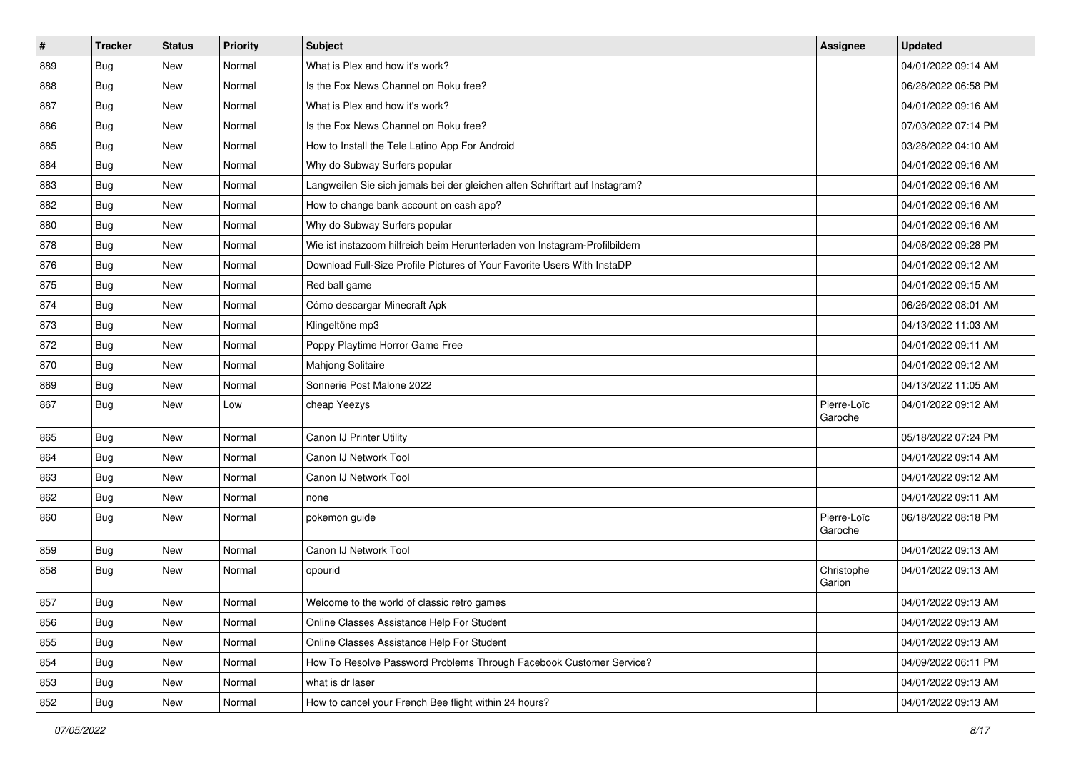| # | Tracker | Status | Priority | Subject | Assignee | Updated |
|---|---|---|---|---|---|---|
| 889 | Bug | New | Normal | What is Plex and how it's work? | | 04/01/2022 09:14 AM |
| 888 | Bug | New | Normal | Is the Fox News Channel on Roku free? | | 06/28/2022 06:58 PM |
| 887 | Bug | New | Normal | What is Plex and how it's work? | | 04/01/2022 09:16 AM |
| 886 | Bug | New | Normal | Is the Fox News Channel on Roku free? | | 07/03/2022 07:14 PM |
| 885 | Bug | New | Normal | How to Install the Tele Latino App For Android | | 03/28/2022 04:10 AM |
| 884 | Bug | New | Normal | Why do Subway Surfers popular | | 04/01/2022 09:16 AM |
| 883 | Bug | New | Normal | Langweilen Sie sich jemals bei der gleichen alten Schriftart auf Instagram? | | 04/01/2022 09:16 AM |
| 882 | Bug | New | Normal | How to change bank account on cash app? | | 04/01/2022 09:16 AM |
| 880 | Bug | New | Normal | Why do Subway Surfers popular | | 04/01/2022 09:16 AM |
| 878 | Bug | New | Normal | Wie ist instazoom hilfreich beim Herunterladen von Instagram-Profilbildern | | 04/08/2022 09:28 PM |
| 876 | Bug | New | Normal | Download Full-Size Profile Pictures of Your Favorite Users With InstaDP | | 04/01/2022 09:12 AM |
| 875 | Bug | New | Normal | Red ball game | | 04/01/2022 09:15 AM |
| 874 | Bug | New | Normal | Cómo descargar Minecraft Apk | | 06/26/2022 08:01 AM |
| 873 | Bug | New | Normal | Klingeltöne mp3 | | 04/13/2022 11:03 AM |
| 872 | Bug | New | Normal | Poppy Playtime Horror Game Free | | 04/01/2022 09:11 AM |
| 870 | Bug | New | Normal | Mahjong Solitaire | | 04/01/2022 09:12 AM |
| 869 | Bug | New | Normal | Sonnerie Post Malone 2022 | | 04/13/2022 11:05 AM |
| 867 | Bug | New | Low | cheap Yeezys | Pierre-Loïc Garoche | 04/01/2022 09:12 AM |
| 865 | Bug | New | Normal | Canon IJ Printer Utility | | 05/18/2022 07:24 PM |
| 864 | Bug | New | Normal | Canon IJ Network Tool | | 04/01/2022 09:14 AM |
| 863 | Bug | New | Normal | Canon IJ Network Tool | | 04/01/2022 09:12 AM |
| 862 | Bug | New | Normal | none | | 04/01/2022 09:11 AM |
| 860 | Bug | New | Normal | pokemon guide | Pierre-Loïc Garoche | 06/18/2022 08:18 PM |
| 859 | Bug | New | Normal | Canon IJ Network Tool | | 04/01/2022 09:13 AM |
| 858 | Bug | New | Normal | opourid | Christophe Garion | 04/01/2022 09:13 AM |
| 857 | Bug | New | Normal | Welcome to the world of classic retro games | | 04/01/2022 09:13 AM |
| 856 | Bug | New | Normal | Online Classes Assistance Help For Student | | 04/01/2022 09:13 AM |
| 855 | Bug | New | Normal | Online Classes Assistance Help For Student | | 04/01/2022 09:13 AM |
| 854 | Bug | New | Normal | How To Resolve Password Problems Through Facebook Customer Service? | | 04/09/2022 06:11 PM |
| 853 | Bug | New | Normal | what is dr laser | | 04/01/2022 09:13 AM |
| 852 | Bug | New | Normal | How to cancel your French Bee flight within 24 hours? | | 04/01/2022 09:13 AM |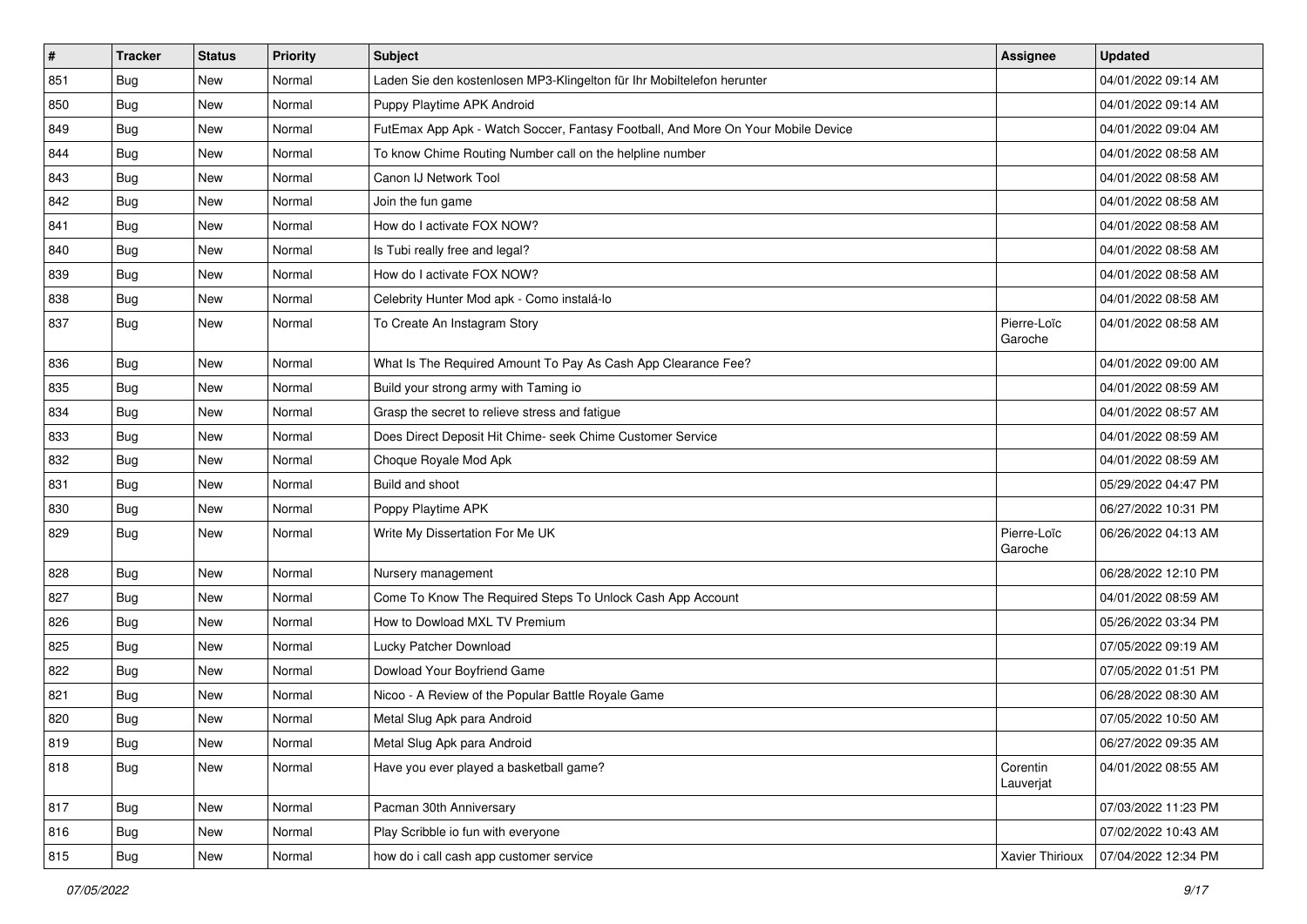| # | Tracker | Status | Priority | Subject | Assignee | Updated |
|---|---|---|---|---|---|---|
| 851 | Bug | New | Normal | Laden Sie den kostenlosen MP3-Klingelton für Ihr Mobiltelefon herunter | | 04/01/2022 09:14 AM |
| 850 | Bug | New | Normal | Puppy Playtime APK Android | | 04/01/2022 09:14 AM |
| 849 | Bug | New | Normal | FutEmax App Apk - Watch Soccer, Fantasy Football, And More On Your Mobile Device | | 04/01/2022 09:04 AM |
| 844 | Bug | New | Normal | To know Chime Routing Number call on the helpline number | | 04/01/2022 08:58 AM |
| 843 | Bug | New | Normal | Canon IJ Network Tool | | 04/01/2022 08:58 AM |
| 842 | Bug | New | Normal | Join the fun game | | 04/01/2022 08:58 AM |
| 841 | Bug | New | Normal | How do I activate FOX NOW? | | 04/01/2022 08:58 AM |
| 840 | Bug | New | Normal | Is Tubi really free and legal? | | 04/01/2022 08:58 AM |
| 839 | Bug | New | Normal | How do I activate FOX NOW? | | 04/01/2022 08:58 AM |
| 838 | Bug | New | Normal | Celebrity Hunter Mod apk - Como instalá-lo | | 04/01/2022 08:58 AM |
| 837 | Bug | New | Normal | To Create An Instagram Story | Pierre-Loïc Garoche | 04/01/2022 08:58 AM |
| 836 | Bug | New | Normal | What Is The Required Amount To Pay As Cash App Clearance Fee? | | 04/01/2022 09:00 AM |
| 835 | Bug | New | Normal | Build your strong army with Taming io | | 04/01/2022 08:59 AM |
| 834 | Bug | New | Normal | Grasp the secret to relieve stress and fatigue | | 04/01/2022 08:57 AM |
| 833 | Bug | New | Normal | Does Direct Deposit Hit Chime- seek Chime Customer Service | | 04/01/2022 08:59 AM |
| 832 | Bug | New | Normal | Choque Royale Mod Apk | | 04/01/2022 08:59 AM |
| 831 | Bug | New | Normal | Build and shoot | | 05/29/2022 04:47 PM |
| 830 | Bug | New | Normal | Poppy Playtime APK | | 06/27/2022 10:31 PM |
| 829 | Bug | New | Normal | Write My Dissertation For Me UK | Pierre-Loïc Garoche | 06/26/2022 04:13 AM |
| 828 | Bug | New | Normal | Nursery management | | 06/28/2022 12:10 PM |
| 827 | Bug | New | Normal | Come To Know The Required Steps To Unlock Cash App Account | | 04/01/2022 08:59 AM |
| 826 | Bug | New | Normal | How to Dowload MXL TV Premium | | 05/26/2022 03:34 PM |
| 825 | Bug | New | Normal | Lucky Patcher Download | | 07/05/2022 09:19 AM |
| 822 | Bug | New | Normal | Dowload Your Boyfriend Game | | 07/05/2022 01:51 PM |
| 821 | Bug | New | Normal | Nicoo - A Review of the Popular Battle Royale Game | | 06/28/2022 08:30 AM |
| 820 | Bug | New | Normal | Metal Slug Apk para Android | | 07/05/2022 10:50 AM |
| 819 | Bug | New | Normal | Metal Slug Apk para Android | | 06/27/2022 09:35 AM |
| 818 | Bug | New | Normal | Have you ever played a basketball game? | Corentin Lauverjat | 04/01/2022 08:55 AM |
| 817 | Bug | New | Normal | Pacman 30th Anniversary | | 07/03/2022 11:23 PM |
| 816 | Bug | New | Normal | Play Scribble io fun with everyone | | 07/02/2022 10:43 AM |
| 815 | Bug | New | Normal | how do i call cash app customer service | Xavier Thirioux | 07/04/2022 12:34 PM |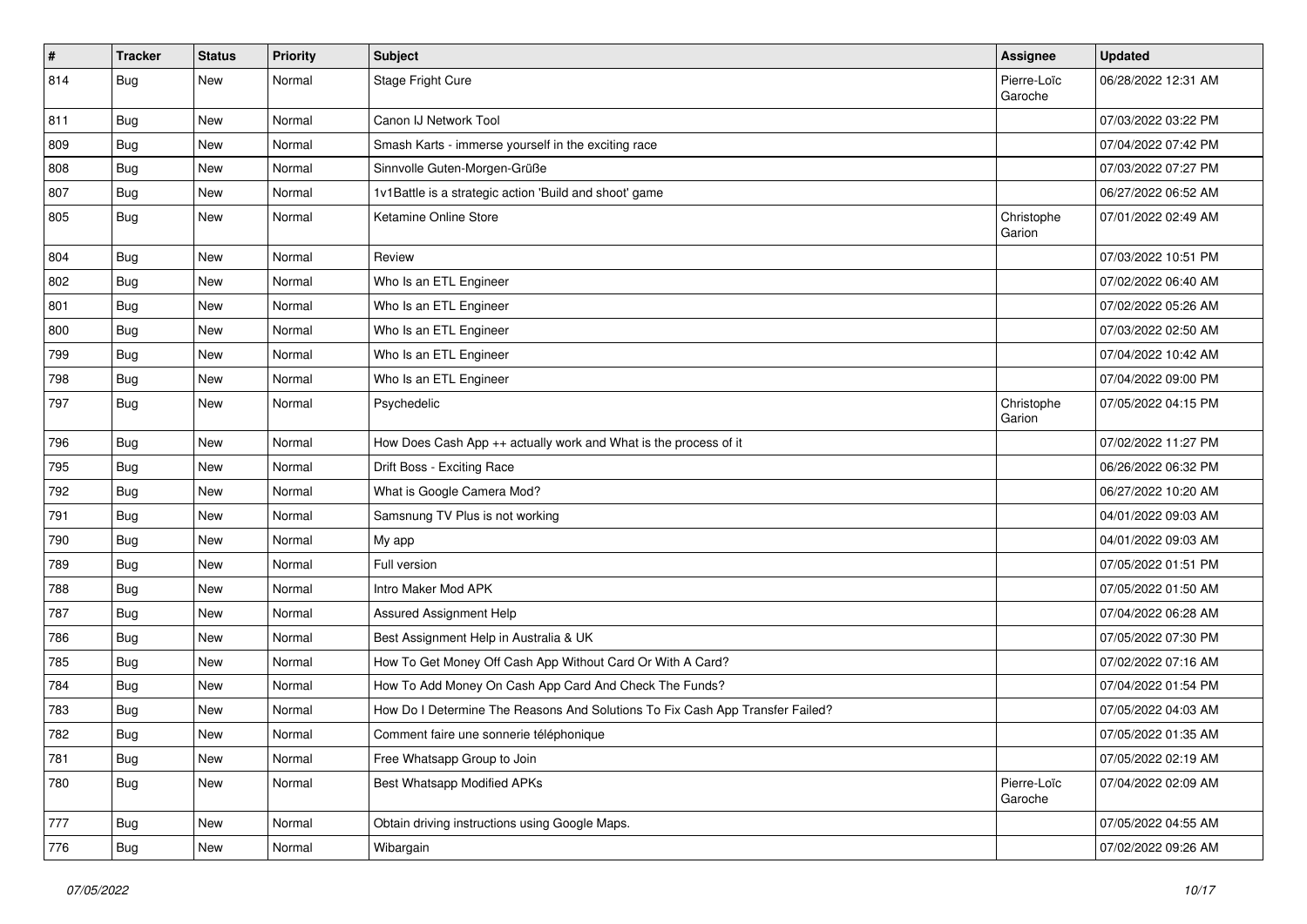| # | Tracker | Status | Priority | Subject | Assignee | Updated |
|---|---|---|---|---|---|---|
| 814 | Bug | New | Normal | Stage Fright Cure | Pierre-Loïc Garoche | 06/28/2022 12:31 AM |
| 811 | Bug | New | Normal | Canon IJ Network Tool | | 07/03/2022 03:22 PM |
| 809 | Bug | New | Normal | Smash Karts - immerse yourself in the exciting race | | 07/04/2022 07:42 PM |
| 808 | Bug | New | Normal | Sinnvolle Guten-Morgen-Grüße | | 07/03/2022 07:27 PM |
| 807 | Bug | New | Normal | 1v1Battle is a strategic action 'Build and shoot' game | | 06/27/2022 06:52 AM |
| 805 | Bug | New | Normal | Ketamine Online Store | Christophe Garion | 07/01/2022 02:49 AM |
| 804 | Bug | New | Normal | Review | | 07/03/2022 10:51 PM |
| 802 | Bug | New | Normal | Who Is an ETL Engineer | | 07/02/2022 06:40 AM |
| 801 | Bug | New | Normal | Who Is an ETL Engineer | | 07/02/2022 05:26 AM |
| 800 | Bug | New | Normal | Who Is an ETL Engineer | | 07/03/2022 02:50 AM |
| 799 | Bug | New | Normal | Who Is an ETL Engineer | | 07/04/2022 10:42 AM |
| 798 | Bug | New | Normal | Who Is an ETL Engineer | | 07/04/2022 09:00 PM |
| 797 | Bug | New | Normal | Psychedelic | Christophe Garion | 07/05/2022 04:15 PM |
| 796 | Bug | New | Normal | How Does Cash App ++ actually work and What is the process of it | | 07/02/2022 11:27 PM |
| 795 | Bug | New | Normal | Drift Boss - Exciting Race | | 06/26/2022 06:32 PM |
| 792 | Bug | New | Normal | What is Google Camera Mod? | | 06/27/2022 10:20 AM |
| 791 | Bug | New | Normal | Samsnung TV Plus is not working | | 04/01/2022 09:03 AM |
| 790 | Bug | New | Normal | My app | | 04/01/2022 09:03 AM |
| 789 | Bug | New | Normal | Full version | | 07/05/2022 01:51 PM |
| 788 | Bug | New | Normal | Intro Maker Mod APK | | 07/05/2022 01:50 AM |
| 787 | Bug | New | Normal | Assured Assignment Help | | 07/04/2022 06:28 AM |
| 786 | Bug | New | Normal | Best Assignment Help in Australia & UK | | 07/05/2022 07:30 PM |
| 785 | Bug | New | Normal | How To Get Money Off Cash App Without Card Or With A Card? | | 07/02/2022 07:16 AM |
| 784 | Bug | New | Normal | How To Add Money On Cash App Card And Check The Funds? | | 07/04/2022 01:54 PM |
| 783 | Bug | New | Normal | How Do I Determine The Reasons And Solutions To Fix Cash App Transfer Failed? | | 07/05/2022 04:03 AM |
| 782 | Bug | New | Normal | Comment faire une sonnerie téléphonique | | 07/05/2022 01:35 AM |
| 781 | Bug | New | Normal | Free Whatsapp Group to Join | | 07/05/2022 02:19 AM |
| 780 | Bug | New | Normal | Best Whatsapp Modified APKs | Pierre-Loïc Garoche | 07/04/2022 02:09 AM |
| 777 | Bug | New | Normal | Obtain driving instructions using Google Maps. | | 07/05/2022 04:55 AM |
| 776 | Bug | New | Normal | Wibargain | | 07/02/2022 09:26 AM |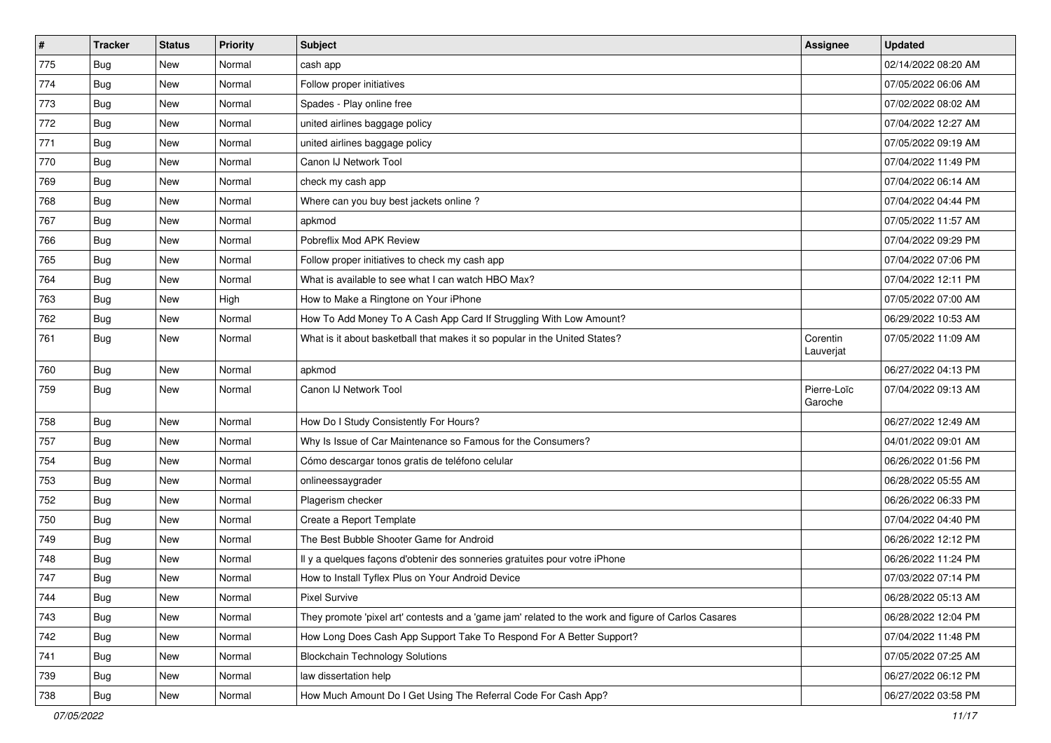| # | Tracker | Status | Priority | Subject | Assignee | Updated |
|---|---|---|---|---|---|---|
| 775 | Bug | New | Normal | cash app | | 02/14/2022 08:20 AM |
| 774 | Bug | New | Normal | Follow proper initiatives | | 07/05/2022 06:06 AM |
| 773 | Bug | New | Normal | Spades - Play online free | | 07/02/2022 08:02 AM |
| 772 | Bug | New | Normal | united airlines baggage policy | | 07/04/2022 12:27 AM |
| 771 | Bug | New | Normal | united airlines baggage policy | | 07/05/2022 09:19 AM |
| 770 | Bug | New | Normal | Canon IJ Network Tool | | 07/04/2022 11:49 PM |
| 769 | Bug | New | Normal | check my cash app | | 07/04/2022 06:14 AM |
| 768 | Bug | New | Normal | Where can you buy best jackets online ? | | 07/04/2022 04:44 PM |
| 767 | Bug | New | Normal | apkmod | | 07/05/2022 11:57 AM |
| 766 | Bug | New | Normal | Pobreflix Mod APK Review | | 07/04/2022 09:29 PM |
| 765 | Bug | New | Normal | Follow proper initiatives to check my cash app | | 07/04/2022 07:06 PM |
| 764 | Bug | New | Normal | What is available to see what I can watch HBO Max? | | 07/04/2022 12:11 PM |
| 763 | Bug | New | High | How to Make a Ringtone on Your iPhone | | 07/05/2022 07:00 AM |
| 762 | Bug | New | Normal | How To Add Money To A Cash App Card If Struggling With Low Amount? | | 06/29/2022 10:53 AM |
| 761 | Bug | New | Normal | What is it about basketball that makes it so popular in the United States? | Corentin Lauverjat | 07/05/2022 11:09 AM |
| 760 | Bug | New | Normal | apkmod | | 06/27/2022 04:13 PM |
| 759 | Bug | New | Normal | Canon IJ Network Tool | Pierre-Loïc Garoche | 07/04/2022 09:13 AM |
| 758 | Bug | New | Normal | How Do I Study Consistently For Hours? | | 06/27/2022 12:49 AM |
| 757 | Bug | New | Normal | Why Is Issue of Car Maintenance so Famous for the Consumers? | | 04/01/2022 09:01 AM |
| 754 | Bug | New | Normal | Cómo descargar tonos gratis de teléfono celular | | 06/26/2022 01:56 PM |
| 753 | Bug | New | Normal | onlineessaygrader | | 06/28/2022 05:55 AM |
| 752 | Bug | New | Normal | Plagerism checker | | 06/26/2022 06:33 PM |
| 750 | Bug | New | Normal | Create a Report Template | | 07/04/2022 04:40 PM |
| 749 | Bug | New | Normal | The Best Bubble Shooter Game for Android | | 06/26/2022 12:12 PM |
| 748 | Bug | New | Normal | Il y a quelques façons d'obtenir des sonneries gratuites pour votre iPhone | | 06/26/2022 11:24 PM |
| 747 | Bug | New | Normal | How to Install Tyflex Plus on Your Android Device | | 07/03/2022 07:14 PM |
| 744 | Bug | New | Normal | Pixel Survive | | 06/28/2022 05:13 AM |
| 743 | Bug | New | Normal | They promote 'pixel art' contests and a 'game jam' related to the work and figure of Carlos Casares | | 06/28/2022 12:04 PM |
| 742 | Bug | New | Normal | How Long Does Cash App Support Take To Respond For A Better Support? | | 07/04/2022 11:48 PM |
| 741 | Bug | New | Normal | Blockchain Technology Solutions | | 07/05/2022 07:25 AM |
| 739 | Bug | New | Normal | law dissertation help | | 06/27/2022 06:12 PM |
| 738 | Bug | New | Normal | How Much Amount Do I Get Using The Referral Code For Cash App? | | 06/27/2022 03:58 PM |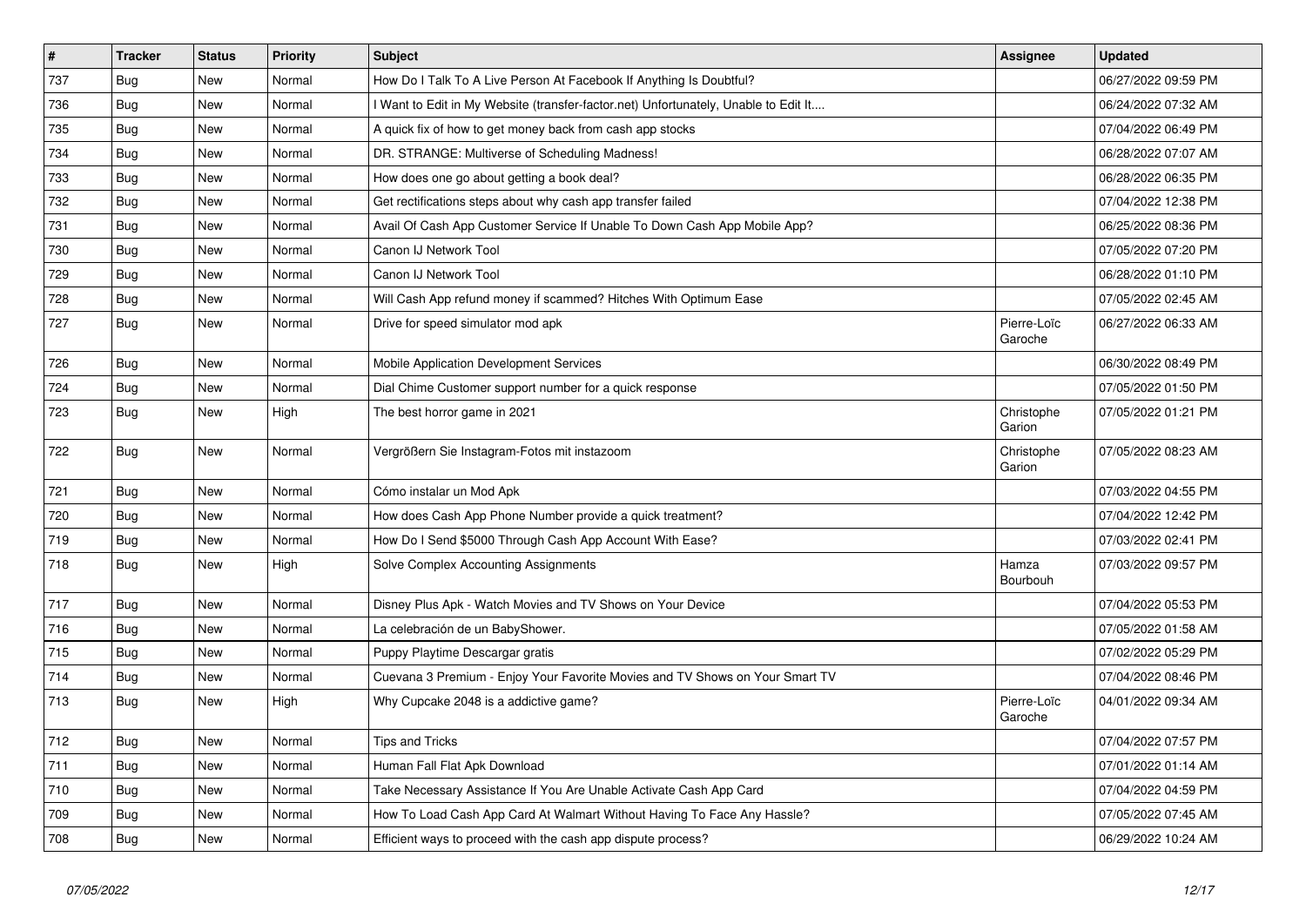| # | Tracker | Status | Priority | Subject | Assignee | Updated |
|---|---|---|---|---|---|---|
| 737 | Bug | New | Normal | How Do I Talk To A Live Person At Facebook If Anything Is Doubtful? | | 06/27/2022 09:59 PM |
| 736 | Bug | New | Normal | I Want to Edit in My Website (transfer-factor.net) Unfortunately, Unable to Edit It.... | | 06/24/2022 07:32 AM |
| 735 | Bug | New | Normal | A quick fix of how to get money back from cash app stocks | | 07/04/2022 06:49 PM |
| 734 | Bug | New | Normal | DR. STRANGE: Multiverse of Scheduling Madness! | | 06/28/2022 07:07 AM |
| 733 | Bug | New | Normal | How does one go about getting a book deal? | | 06/28/2022 06:35 PM |
| 732 | Bug | New | Normal | Get rectifications steps about why cash app transfer failed | | 07/04/2022 12:38 PM |
| 731 | Bug | New | Normal | Avail Of Cash App Customer Service If Unable To Down Cash App Mobile App? | | 06/25/2022 08:36 PM |
| 730 | Bug | New | Normal | Canon IJ Network Tool | | 07/05/2022 07:20 PM |
| 729 | Bug | New | Normal | Canon IJ Network Tool | | 06/28/2022 01:10 PM |
| 728 | Bug | New | Normal | Will Cash App refund money if scammed? Hitches With Optimum Ease | | 07/05/2022 02:45 AM |
| 727 | Bug | New | Normal | Drive for speed simulator mod apk | Pierre-Loïc Garoche | 06/27/2022 06:33 AM |
| 726 | Bug | New | Normal | Mobile Application Development Services | | 06/30/2022 08:49 PM |
| 724 | Bug | New | Normal | Dial Chime Customer support number for a quick response | | 07/05/2022 01:50 PM |
| 723 | Bug | New | High | The best horror game in 2021 | Christophe Garion | 07/05/2022 01:21 PM |
| 722 | Bug | New | Normal | Vergrößern Sie Instagram-Fotos mit instazoom | Christophe Garion | 07/05/2022 08:23 AM |
| 721 | Bug | New | Normal | Cómo instalar un Mod Apk | | 07/03/2022 04:55 PM |
| 720 | Bug | New | Normal | How does Cash App Phone Number provide a quick treatment? | | 07/04/2022 12:42 PM |
| 719 | Bug | New | Normal | How Do I Send $5000 Through Cash App Account With Ease? | | 07/03/2022 02:41 PM |
| 718 | Bug | New | High | Solve Complex Accounting Assignments | Hamza Bourbouh | 07/03/2022 09:57 PM |
| 717 | Bug | New | Normal | Disney Plus Apk - Watch Movies and TV Shows on Your Device | | 07/04/2022 05:53 PM |
| 716 | Bug | New | Normal | La celebración de un BabyShower. | | 07/05/2022 01:58 AM |
| 715 | Bug | New | Normal | Puppy Playtime Descargar gratis | | 07/02/2022 05:29 PM |
| 714 | Bug | New | Normal | Cuevana 3 Premium - Enjoy Your Favorite Movies and TV Shows on Your Smart TV | | 07/04/2022 08:46 PM |
| 713 | Bug | New | High | Why Cupcake 2048 is a addictive game? | Pierre-Loïc Garoche | 04/01/2022 09:34 AM |
| 712 | Bug | New | Normal | Tips and Tricks | | 07/04/2022 07:57 PM |
| 711 | Bug | New | Normal | Human Fall Flat Apk Download | | 07/01/2022 01:14 AM |
| 710 | Bug | New | Normal | Take Necessary Assistance If You Are Unable Activate Cash App Card | | 07/04/2022 04:59 PM |
| 709 | Bug | New | Normal | How To Load Cash App Card At Walmart Without Having To Face Any Hassle? | | 07/05/2022 07:45 AM |
| 708 | Bug | New | Normal | Efficient ways to proceed with the cash app dispute process? | | 06/29/2022 10:24 AM |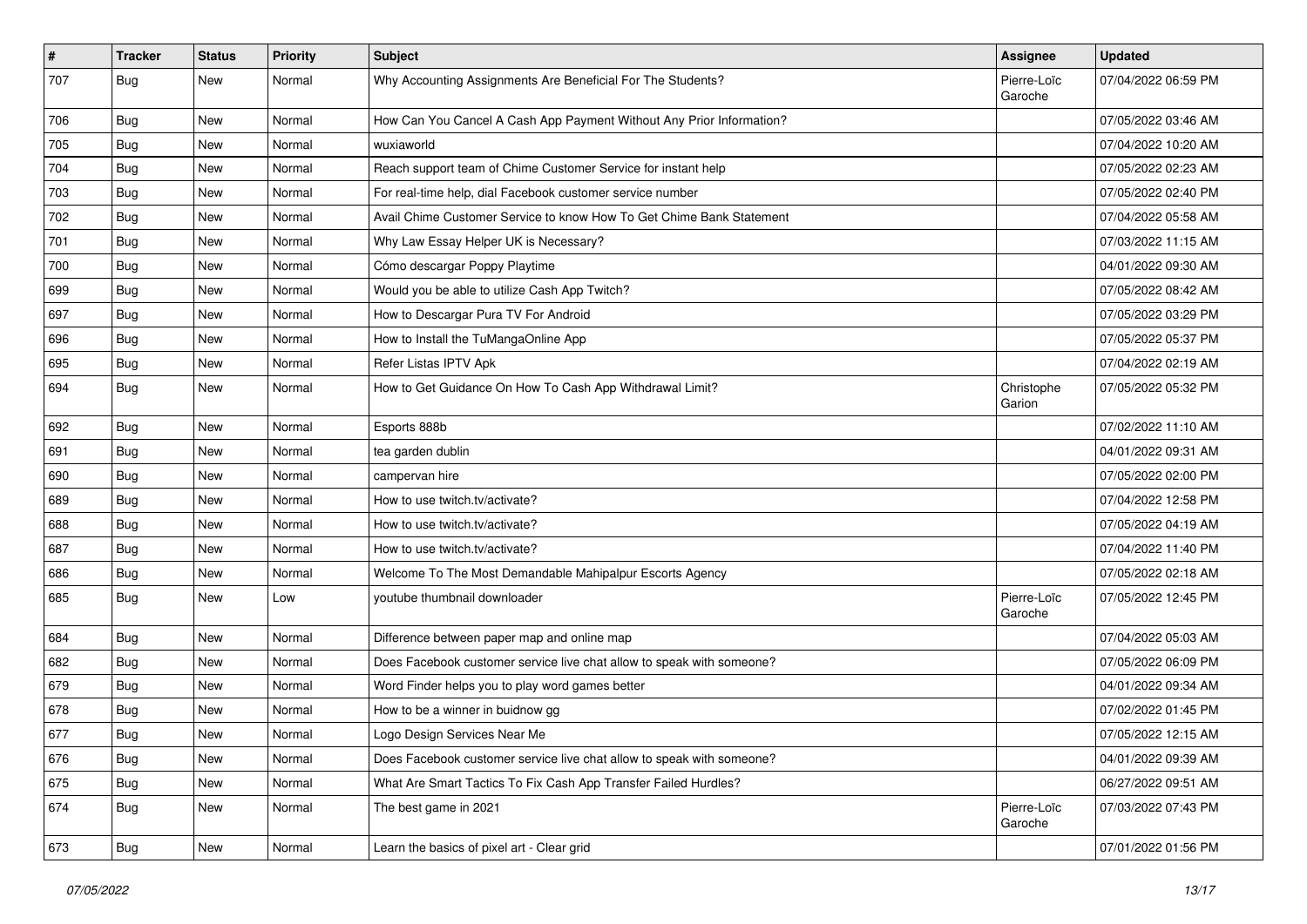| # | Tracker | Status | Priority | Subject | Assignee | Updated |
| --- | --- | --- | --- | --- | --- | --- |
| 707 | Bug | New | Normal | Why Accounting Assignments Are Beneficial For The Students? | Pierre-Loïc Garoche | 07/04/2022 06:59 PM |
| 706 | Bug | New | Normal | How Can You Cancel A Cash App Payment Without Any Prior Information? | | 07/05/2022 03:46 AM |
| 705 | Bug | New | Normal | wuxiaworld | | 07/04/2022 10:20 AM |
| 704 | Bug | New | Normal | Reach support team of Chime Customer Service for instant help | | 07/05/2022 02:23 AM |
| 703 | Bug | New | Normal | For real-time help, dial Facebook customer service number | | 07/05/2022 02:40 PM |
| 702 | Bug | New | Normal | Avail Chime Customer Service to know How To Get Chime Bank Statement | | 07/04/2022 05:58 AM |
| 701 | Bug | New | Normal | Why Law Essay Helper UK is Necessary? | | 07/03/2022 11:15 AM |
| 700 | Bug | New | Normal | Cómo descargar Poppy Playtime | | 04/01/2022 09:30 AM |
| 699 | Bug | New | Normal | Would you be able to utilize Cash App Twitch? | | 07/05/2022 08:42 AM |
| 697 | Bug | New | Normal | How to Descargar Pura TV For Android | | 07/05/2022 03:29 PM |
| 696 | Bug | New | Normal | How to Install the TuMangaOnline App | | 07/05/2022 05:37 PM |
| 695 | Bug | New | Normal | Refer Listas IPTV Apk | | 07/04/2022 02:19 AM |
| 694 | Bug | New | Normal | How to Get Guidance On How To Cash App Withdrawal Limit? | Christophe Garion | 07/05/2022 05:32 PM |
| 692 | Bug | New | Normal | Esports 888b | | 07/02/2022 11:10 AM |
| 691 | Bug | New | Normal | tea garden dublin | | 04/01/2022 09:31 AM |
| 690 | Bug | New | Normal | campervan hire | | 07/05/2022 02:00 PM |
| 689 | Bug | New | Normal | How to use twitch.tv/activate? | | 07/04/2022 12:58 PM |
| 688 | Bug | New | Normal | How to use twitch.tv/activate? | | 07/05/2022 04:19 AM |
| 687 | Bug | New | Normal | How to use twitch.tv/activate? | | 07/04/2022 11:40 PM |
| 686 | Bug | New | Normal | Welcome To The Most Demandable Mahipalpur Escorts Agency | | 07/05/2022 02:18 AM |
| 685 | Bug | New | Low | youtube thumbnail downloader | Pierre-Loïc Garoche | 07/05/2022 12:45 PM |
| 684 | Bug | New | Normal | Difference between paper map and online map | | 07/04/2022 05:03 AM |
| 682 | Bug | New | Normal | Does Facebook customer service live chat allow to speak with someone? | | 07/05/2022 06:09 PM |
| 679 | Bug | New | Normal | Word Finder helps you to play word games better | | 04/01/2022 09:34 AM |
| 678 | Bug | New | Normal | How to be a winner in buidnow gg | | 07/02/2022 01:45 PM |
| 677 | Bug | New | Normal | Logo Design Services Near Me | | 07/05/2022 12:15 AM |
| 676 | Bug | New | Normal | Does Facebook customer service live chat allow to speak with someone? | | 04/01/2022 09:39 AM |
| 675 | Bug | New | Normal | What Are Smart Tactics To Fix Cash App Transfer Failed Hurdles? | | 06/27/2022 09:51 AM |
| 674 | Bug | New | Normal | The best game in 2021 | Pierre-Loïc Garoche | 07/03/2022 07:43 PM |
| 673 | Bug | New | Normal | Learn the basics of pixel art - Clear grid | | 07/01/2022 01:56 PM |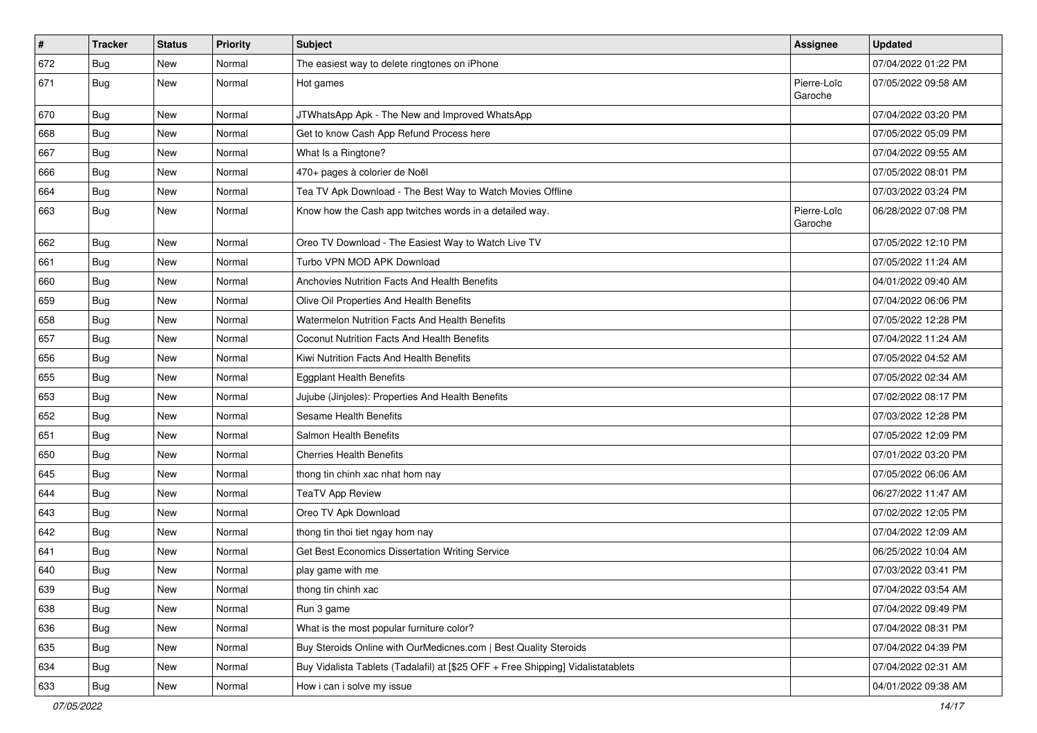| # | Tracker | Status | Priority | Subject | Assignee | Updated |
|---|---|---|---|---|---|---|
| 672 | Bug | New | Normal | The easiest way to delete ringtones on iPhone | | 07/04/2022 01:22 PM |
| 671 | Bug | New | Normal | Hot games | Pierre-Loïc Garoche | 07/05/2022 09:58 AM |
| 670 | Bug | New | Normal | JTWhatsApp Apk - The New and Improved WhatsApp | | 07/04/2022 03:20 PM |
| 668 | Bug | New | Normal | Get to know Cash App Refund Process here | | 07/05/2022 05:09 PM |
| 667 | Bug | New | Normal | What Is a Ringtone? | | 07/04/2022 09:55 AM |
| 666 | Bug | New | Normal | 470+ pages à colorier de Noël | | 07/05/2022 08:01 PM |
| 664 | Bug | New | Normal | Tea TV Apk Download - The Best Way to Watch Movies Offline | | 07/03/2022 03:24 PM |
| 663 | Bug | New | Normal | Know how the Cash app twitches words in a detailed way. | Pierre-Loïc Garoche | 06/28/2022 07:08 PM |
| 662 | Bug | New | Normal | Oreo TV Download - The Easiest Way to Watch Live TV | | 07/05/2022 12:10 PM |
| 661 | Bug | New | Normal | Turbo VPN MOD APK Download | | 07/05/2022 11:24 AM |
| 660 | Bug | New | Normal | Anchovies Nutrition Facts And Health Benefits | | 04/01/2022 09:40 AM |
| 659 | Bug | New | Normal | Olive Oil Properties And Health Benefits | | 07/04/2022 06:06 PM |
| 658 | Bug | New | Normal | Watermelon Nutrition Facts And Health Benefits | | 07/05/2022 12:28 PM |
| 657 | Bug | New | Normal | Coconut Nutrition Facts And Health Benefits | | 07/04/2022 11:24 AM |
| 656 | Bug | New | Normal | Kiwi Nutrition Facts And Health Benefits | | 07/05/2022 04:52 AM |
| 655 | Bug | New | Normal | Eggplant Health Benefits | | 07/05/2022 02:34 AM |
| 653 | Bug | New | Normal | Jujube (Jinjoles): Properties And Health Benefits | | 07/02/2022 08:17 PM |
| 652 | Bug | New | Normal | Sesame Health Benefits | | 07/03/2022 12:28 PM |
| 651 | Bug | New | Normal | Salmon Health Benefits | | 07/05/2022 12:09 PM |
| 650 | Bug | New | Normal | Cherries Health Benefits | | 07/01/2022 03:20 PM |
| 645 | Bug | New | Normal | thong tin chinh xac nhat hom nay | | 07/05/2022 06:06 AM |
| 644 | Bug | New | Normal | TeaTV App Review | | 06/27/2022 11:47 AM |
| 643 | Bug | New | Normal | Oreo TV Apk Download | | 07/02/2022 12:05 PM |
| 642 | Bug | New | Normal | thong tin thoi tiet ngay hom nay | | 07/04/2022 12:09 AM |
| 641 | Bug | New | Normal | Get Best Economics Dissertation Writing Service | | 06/25/2022 10:04 AM |
| 640 | Bug | New | Normal | play game with me | | 07/03/2022 03:41 PM |
| 639 | Bug | New | Normal | thong tin chinh xac | | 07/04/2022 03:54 AM |
| 638 | Bug | New | Normal | Run 3 game | | 07/04/2022 09:49 PM |
| 636 | Bug | New | Normal | What is the most popular furniture color? | | 07/04/2022 08:31 PM |
| 635 | Bug | New | Normal | Buy Steroids Online with OurMedicnes.com \| Best Quality Steroids | | 07/04/2022 04:39 PM |
| 634 | Bug | New | Normal | Buy Vidalista Tablets (Tadalafil) at [$25 OFF + Free Shipping] Vidalistatablets | | 07/04/2022 02:31 AM |
| 633 | Bug | New | Normal | How i can i solve my issue | | 04/01/2022 09:38 AM |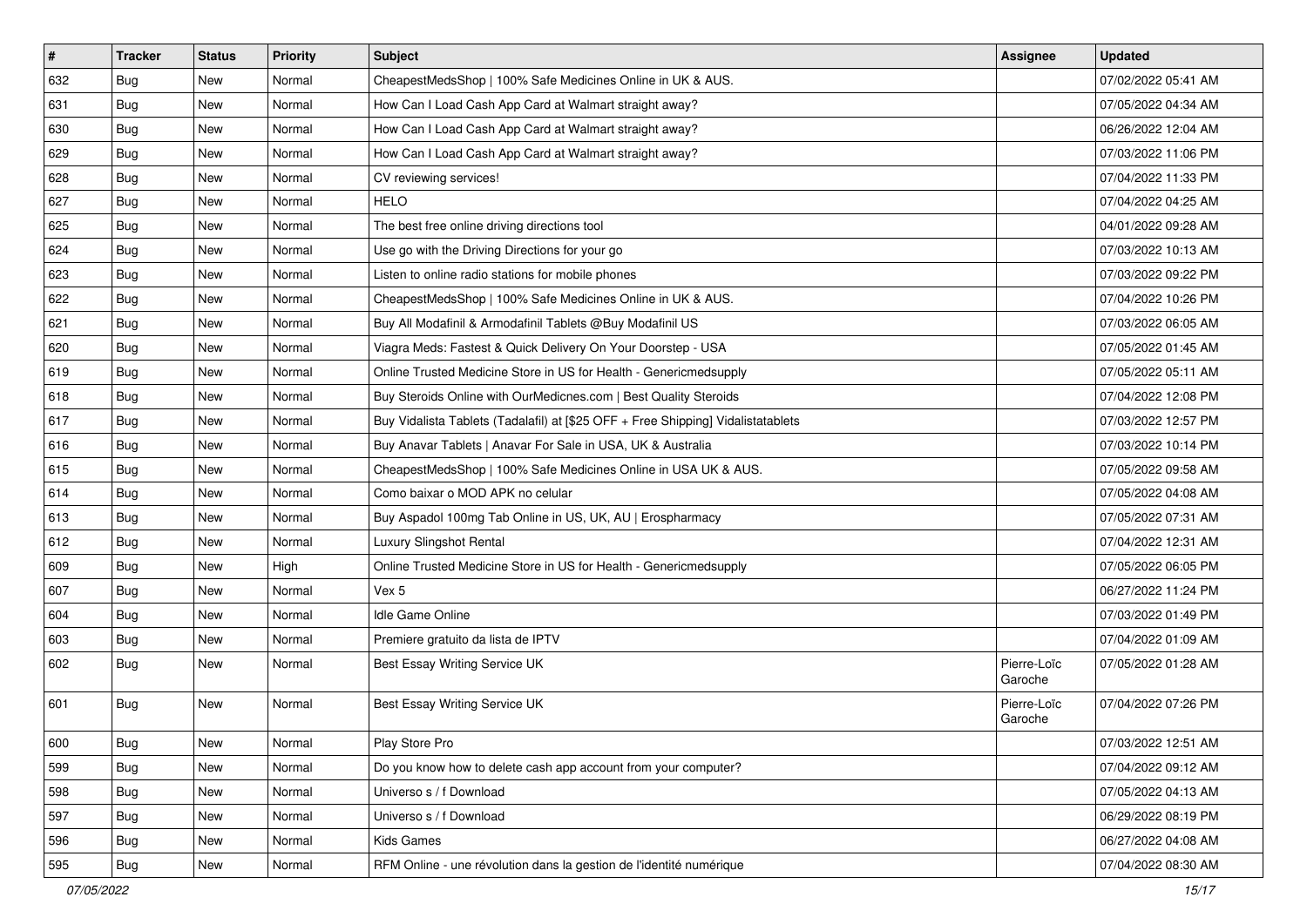| # | Tracker | Status | Priority | Subject | Assignee | Updated |
| --- | --- | --- | --- | --- | --- | --- |
| 632 | Bug | New | Normal | CheapestMedsShop \| 100% Safe Medicines Online in UK & AUS. | | 07/02/2022 05:41 AM |
| 631 | Bug | New | Normal | How Can I Load Cash App Card at Walmart straight away? | | 07/05/2022 04:34 AM |
| 630 | Bug | New | Normal | How Can I Load Cash App Card at Walmart straight away? | | 06/26/2022 12:04 AM |
| 629 | Bug | New | Normal | How Can I Load Cash App Card at Walmart straight away? | | 07/03/2022 11:06 PM |
| 628 | Bug | New | Normal | CV reviewing services! | | 07/04/2022 11:33 PM |
| 627 | Bug | New | Normal | HELO | | 07/04/2022 04:25 AM |
| 625 | Bug | New | Normal | The best free online driving directions tool | | 04/01/2022 09:28 AM |
| 624 | Bug | New | Normal | Use go with the Driving Directions for your go | | 07/03/2022 10:13 AM |
| 623 | Bug | New | Normal | Listen to online radio stations for mobile phones | | 07/03/2022 09:22 PM |
| 622 | Bug | New | Normal | CheapestMedsShop \| 100% Safe Medicines Online in UK & AUS. | | 07/04/2022 10:26 PM |
| 621 | Bug | New | Normal | Buy All Modafinil & Armodafinil Tablets @Buy Modafinil US | | 07/03/2022 06:05 AM |
| 620 | Bug | New | Normal | Viagra Meds: Fastest & Quick Delivery On Your Doorstep - USA | | 07/05/2022 01:45 AM |
| 619 | Bug | New | Normal | Online Trusted Medicine Store in US for Health - Genericmedsupply | | 07/05/2022 05:11 AM |
| 618 | Bug | New | Normal | Buy Steroids Online with OurMedicnes.com \| Best Quality Steroids | | 07/04/2022 12:08 PM |
| 617 | Bug | New | Normal | Buy Vidalista Tablets (Tadalafil) at [$25 OFF + Free Shipping] Vidalistatablets | | 07/03/2022 12:57 PM |
| 616 | Bug | New | Normal | Buy Anavar Tablets \| Anavar For Sale in USA, UK & Australia | | 07/03/2022 10:14 PM |
| 615 | Bug | New | Normal | CheapestMedsShop \| 100% Safe Medicines Online in USA UK & AUS. | | 07/05/2022 09:58 AM |
| 614 | Bug | New | Normal | Como baixar o MOD APK no celular | | 07/05/2022 04:08 AM |
| 613 | Bug | New | Normal | Buy Aspadol 100mg Tab Online in US, UK, AU \| Erospharmacy | | 07/05/2022 07:31 AM |
| 612 | Bug | New | Normal | Luxury Slingshot Rental | | 07/04/2022 12:31 AM |
| 609 | Bug | New | High | Online Trusted Medicine Store in US for Health - Genericmedsupply | | 07/05/2022 06:05 PM |
| 607 | Bug | New | Normal | Vex 5 | | 06/27/2022 11:24 PM |
| 604 | Bug | New | Normal | Idle Game Online | | 07/03/2022 01:49 PM |
| 603 | Bug | New | Normal | Premiere gratuito da lista de IPTV | | 07/04/2022 01:09 AM |
| 602 | Bug | New | Normal | Best Essay Writing Service UK | Pierre-Loïc Garoche | 07/05/2022 01:28 AM |
| 601 | Bug | New | Normal | Best Essay Writing Service UK | Pierre-Loïc Garoche | 07/04/2022 07:26 PM |
| 600 | Bug | New | Normal | Play Store Pro | | 07/03/2022 12:51 AM |
| 599 | Bug | New | Normal | Do you know how to delete cash app account from your computer? | | 07/04/2022 09:12 AM |
| 598 | Bug | New | Normal | Universo s / f Download | | 07/05/2022 04:13 AM |
| 597 | Bug | New | Normal | Universo s / f Download | | 06/29/2022 08:19 PM |
| 596 | Bug | New | Normal | Kids Games | | 06/27/2022 04:08 AM |
| 595 | Bug | New | Normal | RFM Online - une révolution dans la gestion de l'identité numérique | | 07/04/2022 08:30 AM |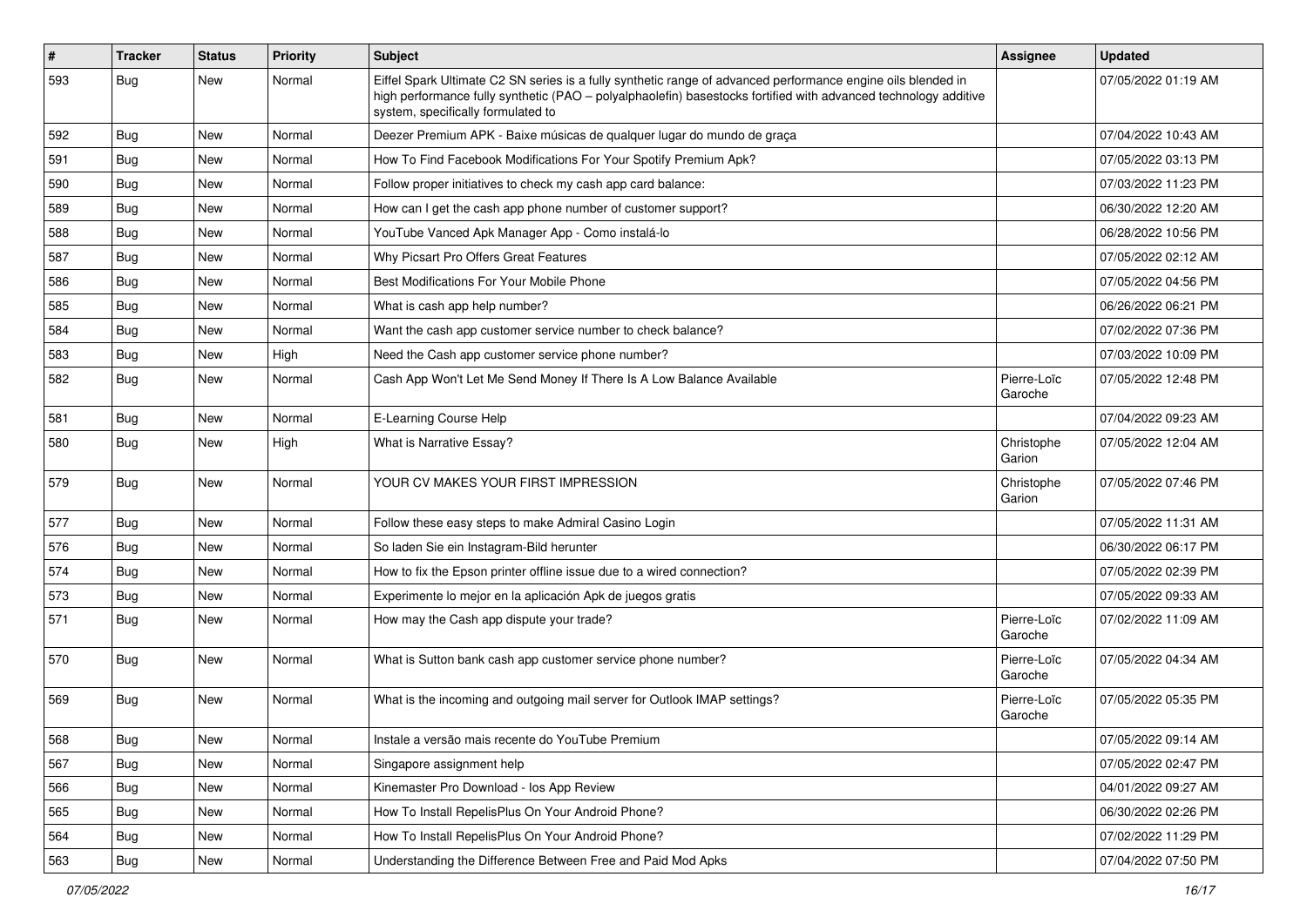| # | Tracker | Status | Priority | Subject | Assignee | Updated |
|---|---|---|---|---|---|---|
| 593 | Bug | New | Normal | Eiffel Spark Ultimate C2 SN series is a fully synthetic range of advanced performance engine oils blended in high performance fully synthetic (PAO – polyalphaolefin) basestocks fortified with advanced technology additive system, specifically formulated to | | 07/05/2022 01:19 AM |
| 592 | Bug | New | Normal | Deezer Premium APK - Baixe músicas de qualquer lugar do mundo de graça | | 07/04/2022 10:43 AM |
| 591 | Bug | New | Normal | How To Find Facebook Modifications For Your Spotify Premium Apk? | | 07/05/2022 03:13 PM |
| 590 | Bug | New | Normal | Follow proper initiatives to check my cash app card balance: | | 07/03/2022 11:23 PM |
| 589 | Bug | New | Normal | How can I get the cash app phone number of customer support? | | 06/30/2022 12:20 AM |
| 588 | Bug | New | Normal | YouTube Vanced Apk Manager App - Como instalá-lo | | 06/28/2022 10:56 PM |
| 587 | Bug | New | Normal | Why Picsart Pro Offers Great Features | | 07/05/2022 02:12 AM |
| 586 | Bug | New | Normal | Best Modifications For Your Mobile Phone | | 07/05/2022 04:56 PM |
| 585 | Bug | New | Normal | What is cash app help number? | | 06/26/2022 06:21 PM |
| 584 | Bug | New | Normal | Want the cash app customer service number to check balance? | | 07/02/2022 07:36 PM |
| 583 | Bug | New | High | Need the Cash app customer service phone number? | | 07/03/2022 10:09 PM |
| 582 | Bug | New | Normal | Cash App Won't Let Me Send Money If There Is A Low Balance Available | Pierre-Loïc Garoche | 07/05/2022 12:48 PM |
| 581 | Bug | New | Normal | E-Learning Course Help | | 07/04/2022 09:23 AM |
| 580 | Bug | New | High | What is Narrative Essay? | Christophe Garion | 07/05/2022 12:04 AM |
| 579 | Bug | New | Normal | YOUR CV MAKES YOUR FIRST IMPRESSION | Christophe Garion | 07/05/2022 07:46 PM |
| 577 | Bug | New | Normal | Follow these easy steps to make Admiral Casino Login | | 07/05/2022 11:31 AM |
| 576 | Bug | New | Normal | So laden Sie ein Instagram-Bild herunter | | 06/30/2022 06:17 PM |
| 574 | Bug | New | Normal | How to fix the Epson printer offline issue due to a wired connection? | | 07/05/2022 02:39 PM |
| 573 | Bug | New | Normal | Experimente lo mejor en la aplicación Apk de juegos gratis | | 07/05/2022 09:33 AM |
| 571 | Bug | New | Normal | How may the Cash app dispute your trade? | Pierre-Loïc Garoche | 07/02/2022 11:09 AM |
| 570 | Bug | New | Normal | What is Sutton bank cash app customer service phone number? | Pierre-Loïc Garoche | 07/05/2022 04:34 AM |
| 569 | Bug | New | Normal | What is the incoming and outgoing mail server for Outlook IMAP settings? | Pierre-Loïc Garoche | 07/05/2022 05:35 PM |
| 568 | Bug | New | Normal | Instale a versão mais recente do YouTube Premium | | 07/05/2022 09:14 AM |
| 567 | Bug | New | Normal | Singapore assignment help | | 07/05/2022 02:47 PM |
| 566 | Bug | New | Normal | Kinemaster Pro Download - Ios App Review | | 04/01/2022 09:27 AM |
| 565 | Bug | New | Normal | How To Install RepelisPlus On Your Android Phone? | | 06/30/2022 02:26 PM |
| 564 | Bug | New | Normal | How To Install RepelisPlus On Your Android Phone? | | 07/02/2022 11:29 PM |
| 563 | Bug | New | Normal | Understanding the Difference Between Free and Paid Mod Apks | | 07/04/2022 07:50 PM |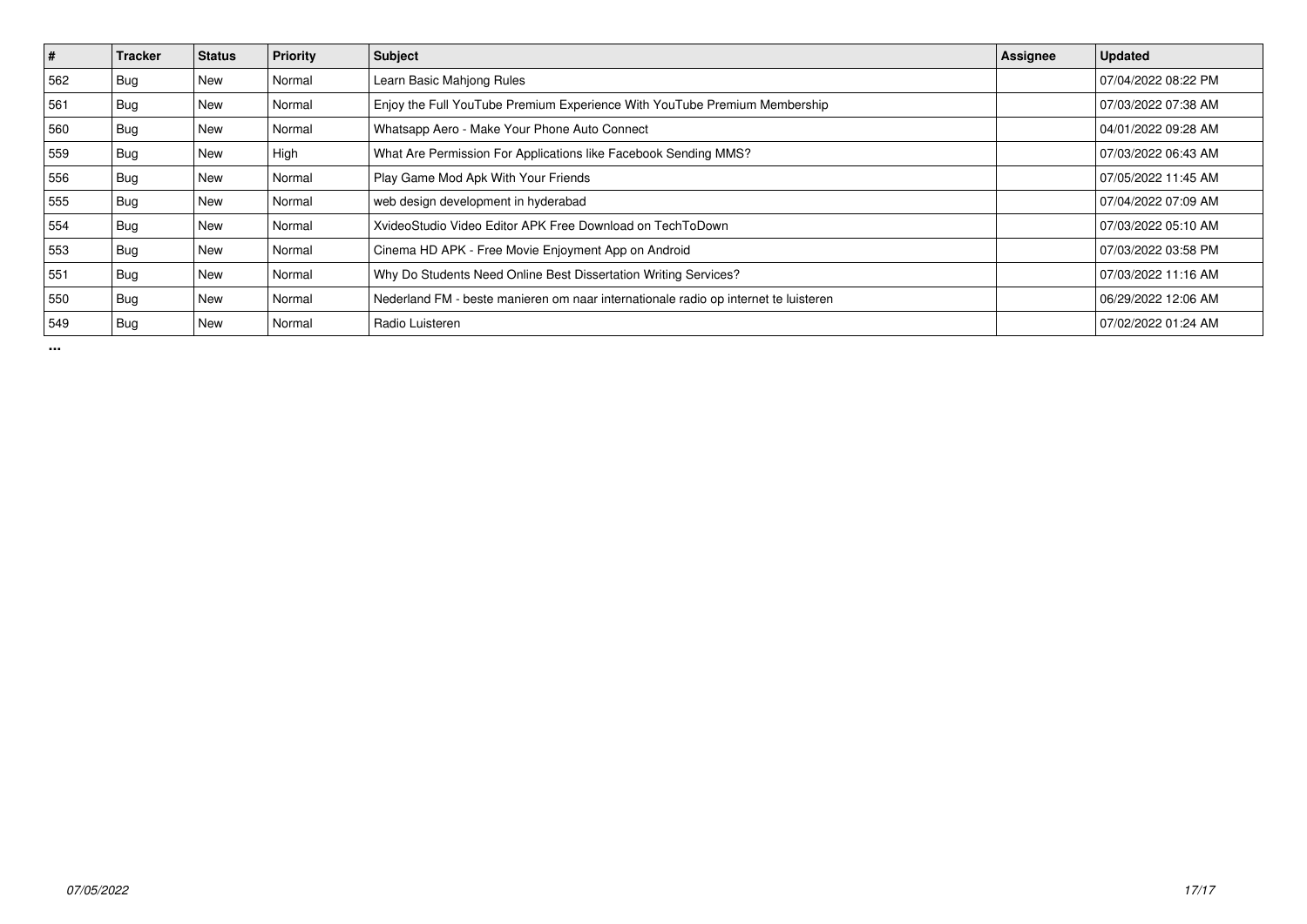| # | Tracker | Status | Priority | Subject | Assignee | Updated |
|---|---|---|---|---|---|---|
| 562 | Bug | New | Normal | Learn Basic Mahjong Rules | | 07/04/2022 08:22 PM |
| 561 | Bug | New | Normal | Enjoy the Full YouTube Premium Experience With YouTube Premium Membership | | 07/03/2022 07:38 AM |
| 560 | Bug | New | Normal | Whatsapp Aero - Make Your Phone Auto Connect | | 04/01/2022 09:28 AM |
| 559 | Bug | New | High | What Are Permission For Applications like Facebook Sending MMS? | | 07/03/2022 06:43 AM |
| 556 | Bug | New | Normal | Play Game Mod Apk With Your Friends | | 07/05/2022 11:45 AM |
| 555 | Bug | New | Normal | web design development in hyderabad | | 07/04/2022 07:09 AM |
| 554 | Bug | New | Normal | XvideoStudio Video Editor APK Free Download on TechToDown | | 07/03/2022 05:10 AM |
| 553 | Bug | New | Normal | Cinema HD APK - Free Movie Enjoyment App on Android | | 07/03/2022 03:58 PM |
| 551 | Bug | New | Normal | Why Do Students Need Online Best Dissertation Writing Services? | | 07/03/2022 11:16 AM |
| 550 | Bug | New | Normal | Nederland FM - beste manieren om naar internationale radio op internet te luisteren | | 06/29/2022 12:06 AM |
| 549 | Bug | New | Normal | Radio Luisteren | | 07/02/2022 01:24 AM |

...